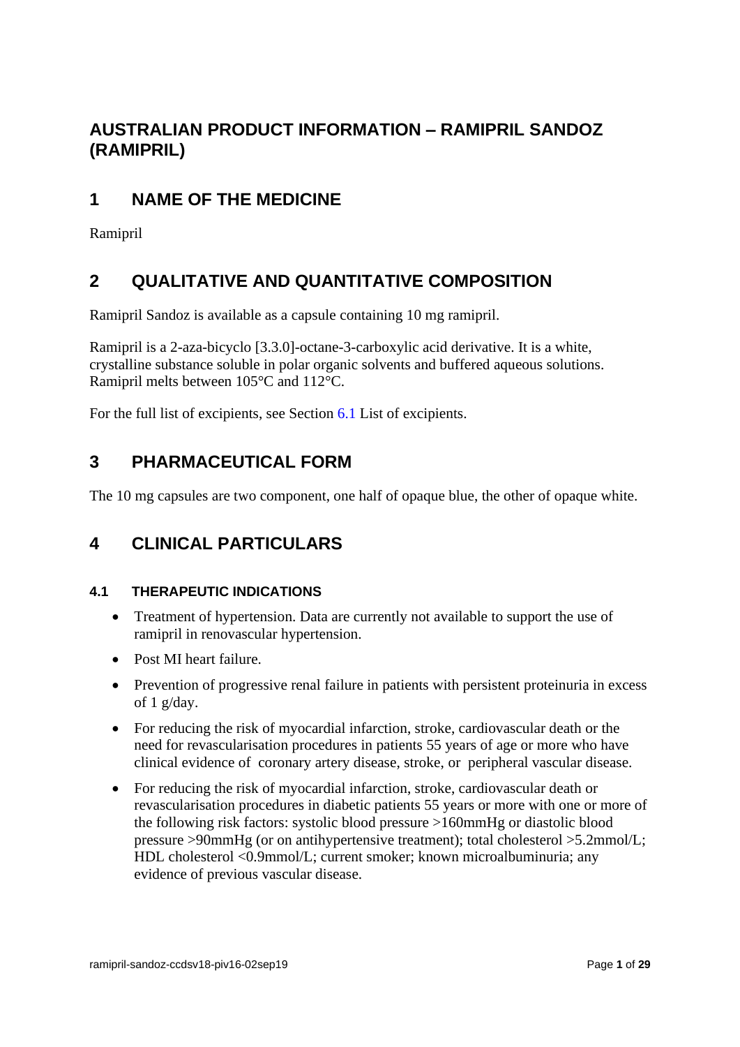# AUSTRALIAN PRODUCT INFORMATION – RAMIPRIL SANDOZ (RAMIPRIL)

## 1 NAME OF THE MEDICINE

Ramipril

## 2 QUALITATIVE AND QUANTITATIVE COMPOSITION

Ramipril Sandoz is available as a capsule containing 10 mg ramipril.

Ramipril is a 2-aza-bicyclo [3.3.0]-octane-3-carboxylic acid derivative. It is a white, crystalline substance soluble in polar organic solvents and buffered aqueous solutions. Ramipril melts between 105°C and 112°C.

For the full list of excipients, see Section 6.1 List of excipients.

## 3 PHARMACEUTICAL FORM

The 10 mg capsules are two component, one half of opaque blue, the other of opaque white.

## 4 CLINICAL PARTICULARS

### 4.1 THERAPEUTIC INDICATIONS

- Treatment of hypertension. Data are currently not available to support the use of ramipril in renovascular hypertension.
- Post MI heart failure.
- Prevention of progressive renal failure in patients with persistent proteinuria in excess of 1 g/day.
- For reducing the risk of myocardial infarction, stroke, cardiovascular death or the need for revascularisation procedures in patients 55 years of age or more who have clinical evidence of coronary artery disease, stroke, or peripheral vascular disease.
- For reducing the risk of myocardial infarction, stroke, cardiovascular death or revascularisation procedures in diabetic patients 55 years or more with one or more of the following risk factors: systolic blood pressure >160mmHg or diastolic blood pressure >90mmHg (or on antihypertensive treatment); total cholesterol >5.2mmol/L; HDL cholesterol <0.9mmol/L; current smoker; known microalbuminuria; any evidence of previous vascular disease.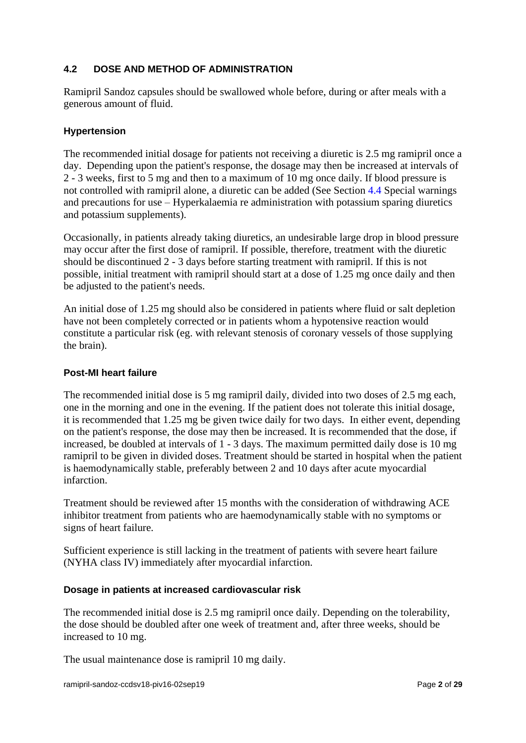## 4.2 DOSE AND METHOD OF ADMINISTRATION

Ramipril Sandoz capsules should be swallowed whole before, during or after meals with a generous amount of fluid.

### Hypertension

The recommended initial dosage for patients not receiving a diuretic is 2.5 mg ramipril once a day. Depending upon the patient's response, the dosage may then be increased at intervals of 2 - 3 weeks, first to 5 mg and then to a maximum of 10 mg once daily. If blood pressure is not controlled with ramipril alone, a diuretic can be added (See Section 4.4 Special warnings and precautions for use – Hyperkalaemia re administration with potassium sparing diuretics and potassium supplements).

Occasionally, in patients already taking diuretics, an undesirable large drop in blood pressure may occur after the first dose of ramipril. If possible, therefore, treatment with the diuretic should be discontinued 2 - 3 days before starting treatment with ramipril. If this is not possible, initial treatment with ramipril should start at a dose of 1.25 mg once daily and then be adjusted to the patient's needs.

An initial dose of 1.25 mg should also be considered in patients where fluid or salt depletion have not been completely corrected or in patients whom a hypotensive reaction would constitute a particular risk (eg. with relevant stenosis of coronary vessels of those supplying the brain).

### Post-MI heart failure

The recommended initial dose is 5 mg ramipril daily, divided into two doses of 2.5 mg each, one in the morning and one in the evening. If the patient does not tolerate this initial dosage, it is recommended that 1.25 mg be given twice daily for two days. In either event, depending on the patient's response, the dose may then be increased. It is recommended that the dose, if increased, be doubled at intervals of 1 - 3 days. The maximum permitted daily dose is 10 mg ramipril to be given in divided doses. Treatment should be started in hospital when the patient is haemodynamically stable, preferably between 2 and 10 days after acute myocardial infarction.

Treatment should be reviewed after 15 months with the consideration of withdrawing ACE inhibitor treatment from patients who are haemodynamically stable with no symptoms or signs of heart failure.

Sufficient experience is still lacking in the treatment of patients with severe heart failure (NYHA class IV) immediately after myocardial infarction.

### Dosage in patients at increased cardiovascular risk

The recommended initial dose is 2.5 mg ramipril once daily. Depending on the tolerability, the dose should be doubled after one week of treatment and, after three weeks, should be increased to 10 mg.

The usual maintenance dose is ramipril 10 mg daily.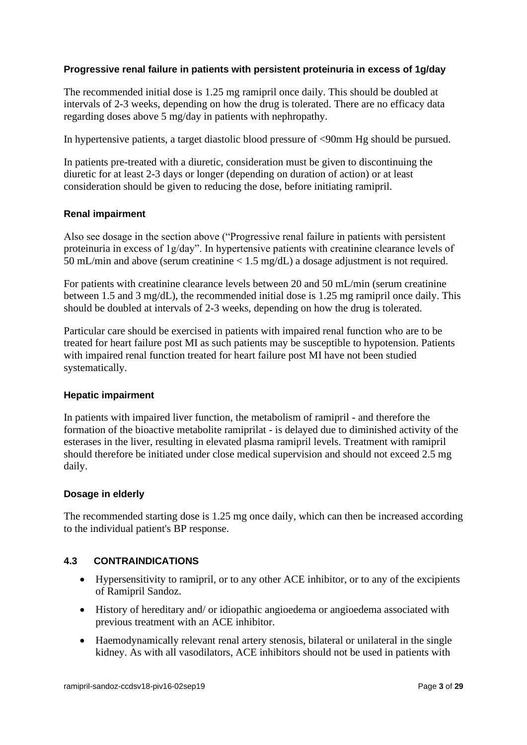### Progressive renal failure in patients with persistent proteinuria in excess of 1g/day

The recommended initial dose is 1.25 mg ramipril once daily. This should be doubled at intervals of 2-3 weeks, depending on how the drug is tolerated. There are no efficacy data regarding doses above 5 mg/day in patients with nephropathy.

In hypertensive patients, a target diastolic blood pressure of <90mm Hg should be pursued.

In patients pre-treated with a diuretic, consideration must be given to discontinuing the diuretic for at least 2-3 days or longer (depending on duration of action) or at least consideration should be given to reducing the dose, before initiating ramipril.

### Renal impairment

Also see dosage in the section above ("Progressive renal failure in patients with persistent proteinuria in excess of 1g/day". In hypertensive patients with creatinine clearance levels of 50 mL/min and above (serum creatinine < 1.5 mg/dL) a dosage adjustment is not required.

For patients with creatinine clearance levels between 20 and 50 mL/min (serum creatinine between 1.5 and 3 mg/dL), the recommended initial dose is 1.25 mg ramipril once daily. This should be doubled at intervals of 2-3 weeks, depending on how the drug is tolerated.

Particular care should be exercised in patients with impaired renal function who are to be treated for heart failure post MI as such patients may be susceptible to hypotension. Patients with impaired renal function treated for heart failure post MI have not been studied systematically.

### Hepatic impairment

In patients with impaired liver function, the metabolism of ramipril - and therefore the formation of the bioactive metabolite ramiprilat - is delayed due to diminished activity of the esterases in the liver, resulting in elevated plasma ramipril levels. Treatment with ramipril should therefore be initiated under close medical supervision and should not exceed 2.5 mg daily.

### Dosage in elderly

The recommended starting dose is 1.25 mg once daily, which can then be increased according to the individual patient's BP response.

## 4.3 CONTRAINDICATIONS

- Hypersensitivity to ramipril, or to any other ACE inhibitor, or to any of the excipients of Ramipril Sandoz.
- History of hereditary and/ or idiopathic angioedema or angioedema associated with previous treatment with an ACE inhibitor.
- Haemodynamically relevant renal artery stenosis, bilateral or unilateral in the single kidney. As with all vasodilators, ACE inhibitors should not be used in patients with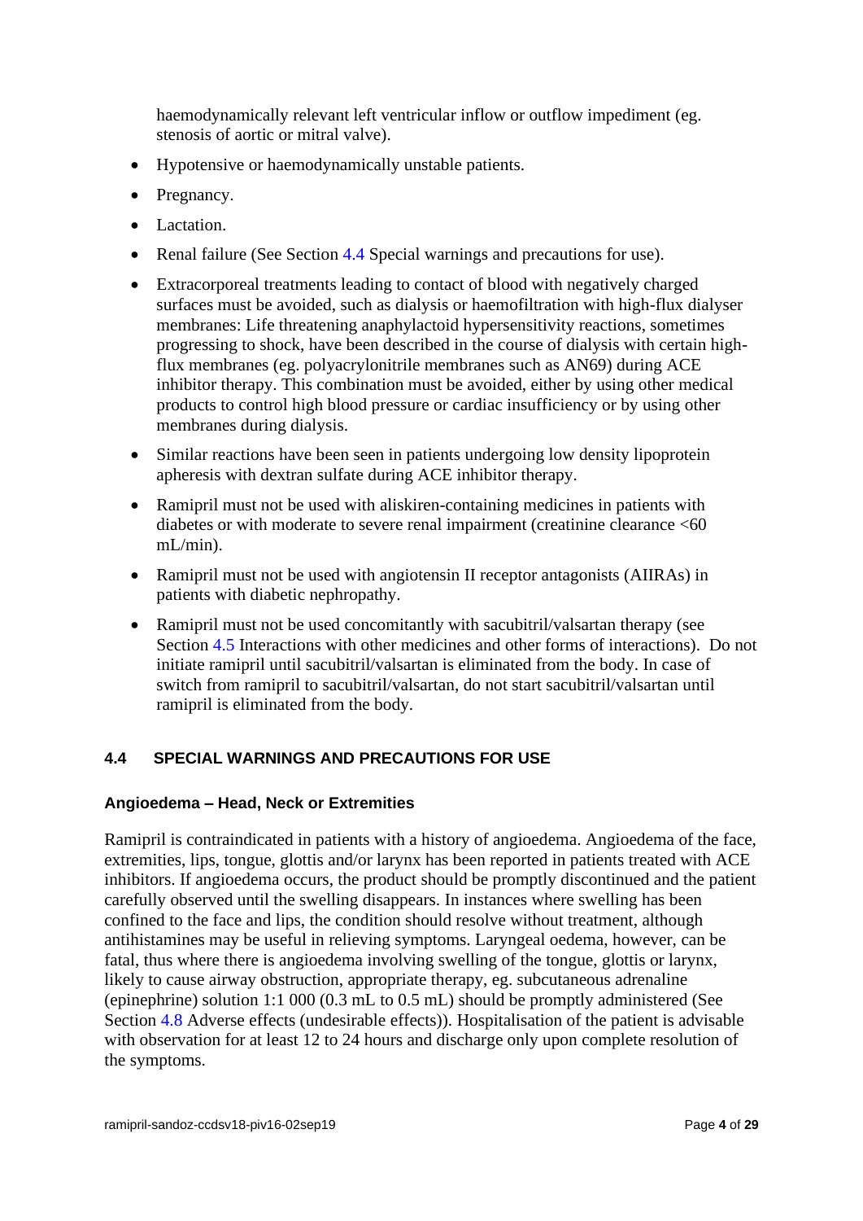haemodynamically relevant left ventricular inflow or outflow impediment (eg. stenosis of aortic or mitral valve).

- Hypotensive or haemodynamically unstable patients.
- Pregnancy.
- Lactation.
- Renal failure (See Section 4.4 Special warnings and precautions for use).
- Extracorporeal treatments leading to contact of blood with negatively charged surfaces must be avoided, such as dialysis or haemofiltration with high-flux dialyser membranes: Life threatening anaphylactoid hypersensitivity reactions, sometimes progressing to shock, have been described in the course of dialysis with certain high-flux membranes (eg. polyacrylonitrile membranes such as AN69) during ACE inhibitor therapy. This combination must be avoided, either by using other medical products to control high blood pressure or cardiac insufficiency or by using other membranes during dialysis.
- Similar reactions have been seen in patients undergoing low density lipoprotein apheresis with dextran sulfate during ACE inhibitor therapy.
- Ramipril must not be used with aliskiren-containing medicines in patients with diabetes or with moderate to severe renal impairment (creatinine clearance <60 mL/min).
- Ramipril must not be used with angiotensin II receptor antagonists (AIIRAs) in patients with diabetic nephropathy.
- Ramipril must not be used concomitantly with sacubitril/valsartan therapy (see Section 4.5 Interactions with other medicines and other forms of interactions). Do not initiate ramipril until sacubitril/valsartan is eliminated from the body. In case of switch from ramipril to sacubitril/valsartan, do not start sacubitril/valsartan until ramipril is eliminated from the body.

## 4.4 SPECIAL WARNINGS AND PRECAUTIONS FOR USE

### Angioedema – Head, Neck or Extremities

Ramipril is contraindicated in patients with a history of angioedema. Angioedema of the face, extremities, lips, tongue, glottis and/or larynx has been reported in patients treated with ACE inhibitors. If angioedema occurs, the product should be promptly discontinued and the patient carefully observed until the swelling disappears. In instances where swelling has been confined to the face and lips, the condition should resolve without treatment, although antihistamines may be useful in relieving symptoms. Laryngeal oedema, however, can be fatal, thus where there is angioedema involving swelling of the tongue, glottis or larynx, likely to cause airway obstruction, appropriate therapy, eg. subcutaneous adrenaline (epinephrine) solution 1:1 000 (0.3 mL to 0.5 mL) should be promptly administered (See Section 4.8 Adverse effects (undesirable effects)). Hospitalisation of the patient is advisable with observation for at least 12 to 24 hours and discharge only upon complete resolution of the symptoms.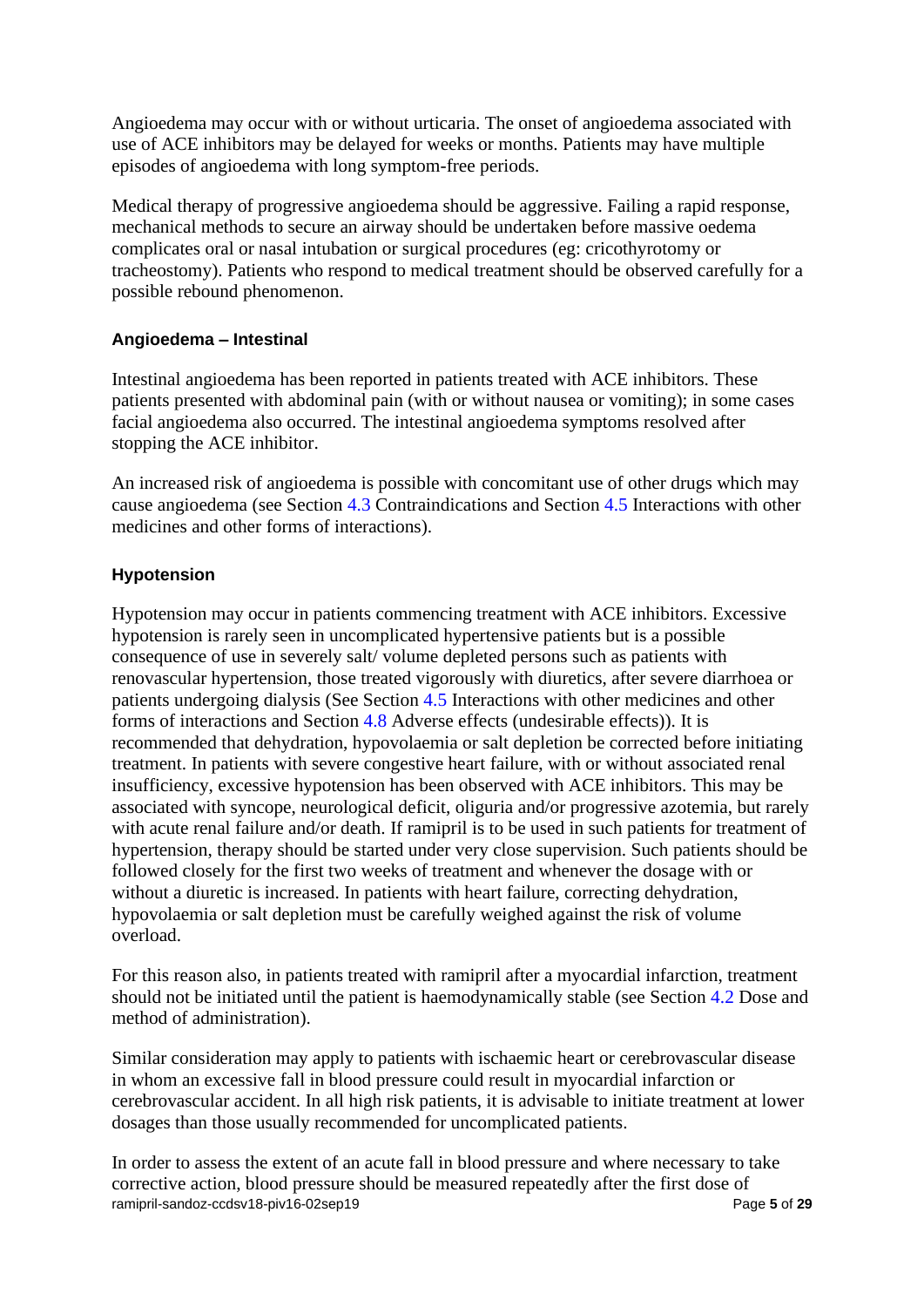Angioedema may occur with or without urticaria. The onset of angioedema associated with use of ACE inhibitors may be delayed for weeks or months. Patients may have multiple episodes of angioedema with long symptom-free periods.

Medical therapy of progressive angioedema should be aggressive. Failing a rapid response, mechanical methods to secure an airway should be undertaken before massive oedema complicates oral or nasal intubation or surgical procedures (eg: cricothyrotomy or tracheostomy). Patients who respond to medical treatment should be observed carefully for a possible rebound phenomenon.

#### Angioedema – Intestinal

Intestinal angioedema has been reported in patients treated with ACE inhibitors. These patients presented with abdominal pain (with or without nausea or vomiting); in some cases facial angioedema also occurred. The intestinal angioedema symptoms resolved after stopping the ACE inhibitor.

An increased risk of angioedema is possible with concomitant use of other drugs which may cause angioedema (see Section 4.3 Contraindications and Section 4.5 Interactions with other medicines and other forms of interactions).

#### Hypotension

Hypotension may occur in patients commencing treatment with ACE inhibitors. Excessive hypotension is rarely seen in uncomplicated hypertensive patients but is a possible consequence of use in severely salt/ volume depleted persons such as patients with renovascular hypertension, those treated vigorously with diuretics, after severe diarrhoea or patients undergoing dialysis (See Section 4.5 Interactions with other medicines and other forms of interactions and Section 4.8 Adverse effects (undesirable effects)). It is recommended that dehydration, hypovolaemia or salt depletion be corrected before initiating treatment. In patients with severe congestive heart failure, with or without associated renal insufficiency, excessive hypotension has been observed with ACE inhibitors. This may be associated with syncope, neurological deficit, oliguria and/or progressive azotemia, but rarely with acute renal failure and/or death. If ramipril is to be used in such patients for treatment of hypertension, therapy should be started under very close supervision. Such patients should be followed closely for the first two weeks of treatment and whenever the dosage with or without a diuretic is increased. In patients with heart failure, correcting dehydration, hypovolaemia or salt depletion must be carefully weighed against the risk of volume overload.

For this reason also, in patients treated with ramipril after a myocardial infarction, treatment should not be initiated until the patient is haemodynamically stable (see Section 4.2 Dose and method of administration).

Similar consideration may apply to patients with ischaemic heart or cerebrovascular disease in whom an excessive fall in blood pressure could result in myocardial infarction or cerebrovascular accident. In all high risk patients, it is advisable to initiate treatment at lower dosages than those usually recommended for uncomplicated patients.

In order to assess the extent of an acute fall in blood pressure and where necessary to take corrective action, blood pressure should be measured repeatedly after the first dose of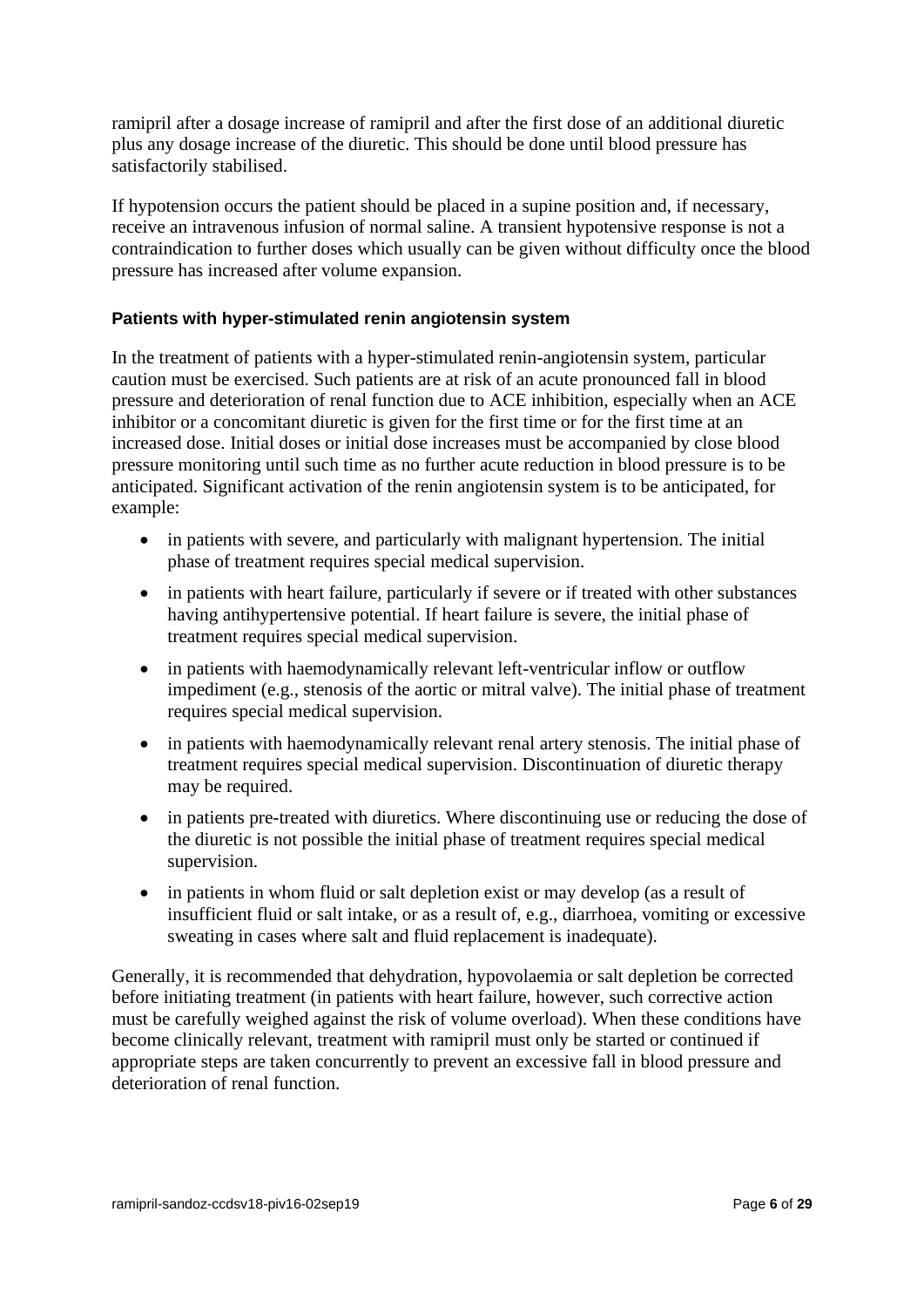ramipril after a dosage increase of ramipril and after the first dose of an additional diuretic plus any dosage increase of the diuretic. This should be done until blood pressure has satisfactorily stabilised.

If hypotension occurs the patient should be placed in a supine position and, if necessary, receive an intravenous infusion of normal saline. A transient hypotensive response is not a contraindication to further doses which usually can be given without difficulty once the blood pressure has increased after volume expansion.

#### Patients with hyper-stimulated renin angiotensin system

In the treatment of patients with a hyper-stimulated renin-angiotensin system, particular caution must be exercised. Such patients are at risk of an acute pronounced fall in blood pressure and deterioration of renal function due to ACE inhibition, especially when an ACE inhibitor or a concomitant diuretic is given for the first time or for the first time at an increased dose. Initial doses or initial dose increases must be accompanied by close blood pressure monitoring until such time as no further acute reduction in blood pressure is to be anticipated. Significant activation of the renin angiotensin system is to be anticipated, for example:

- in patients with severe, and particularly with malignant hypertension. The initial phase of treatment requires special medical supervision.
- in patients with heart failure, particularly if severe or if treated with other substances having antihypertensive potential. If heart failure is severe, the initial phase of treatment requires special medical supervision.
- in patients with haemodynamically relevant left-ventricular inflow or outflow impediment (e.g., stenosis of the aortic or mitral valve). The initial phase of treatment requires special medical supervision.
- in patients with haemodynamically relevant renal artery stenosis. The initial phase of treatment requires special medical supervision. Discontinuation of diuretic therapy may be required.
- in patients pre-treated with diuretics. Where discontinuing use or reducing the dose of the diuretic is not possible the initial phase of treatment requires special medical supervision.
- in patients in whom fluid or salt depletion exist or may develop (as a result of insufficient fluid or salt intake, or as a result of, e.g., diarrhoea, vomiting or excessive sweating in cases where salt and fluid replacement is inadequate).

Generally, it is recommended that dehydration, hypovolaemia or salt depletion be corrected before initiating treatment (in patients with heart failure, however, such corrective action must be carefully weighed against the risk of volume overload). When these conditions have become clinically relevant, treatment with ramipril must only be started or continued if appropriate steps are taken concurrently to prevent an excessive fall in blood pressure and deterioration of renal function.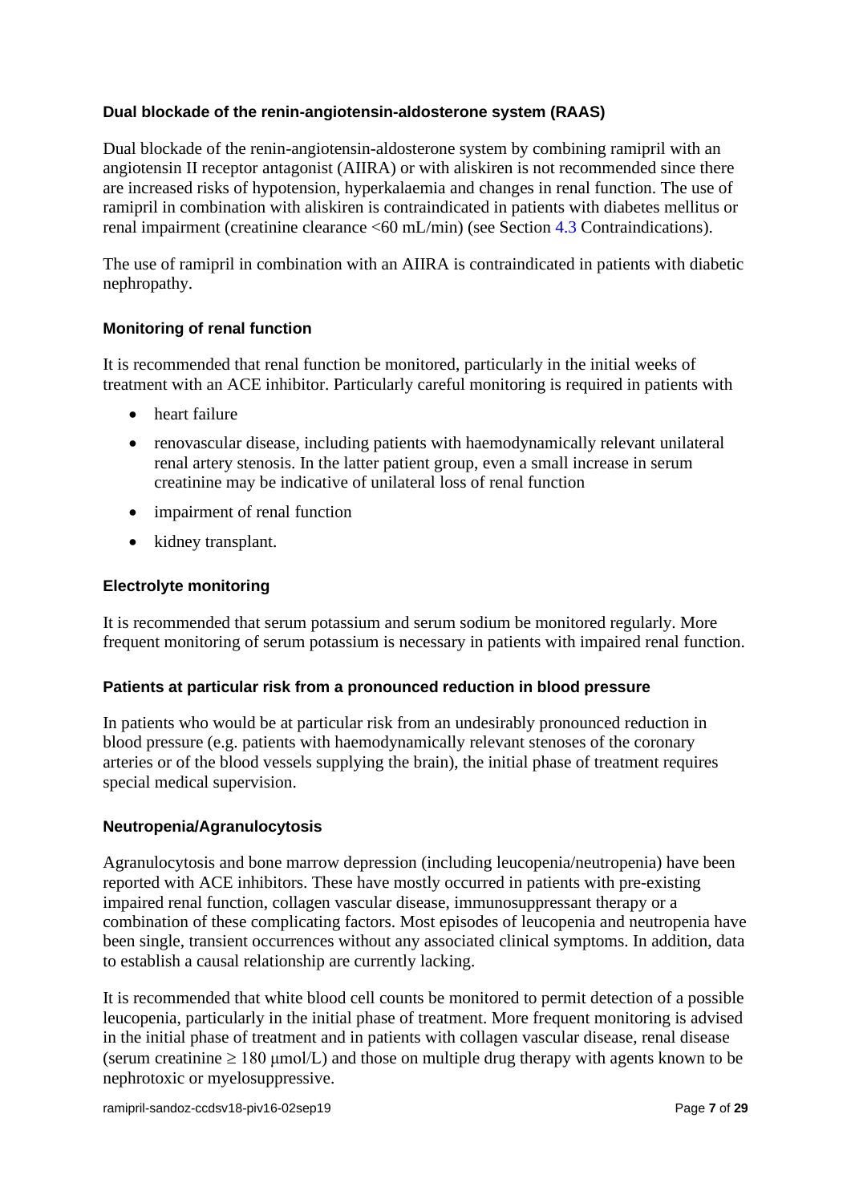#### Dual blockade of the renin-angiotensin-aldosterone system (RAAS)

Dual blockade of the renin-angiotensin-aldosterone system by combining ramipril with an angiotensin II receptor antagonist (AIIRA) or with aliskiren is not recommended since there are increased risks of hypotension, hyperkalaemia and changes in renal function. The use of ramipril in combination with aliskiren is contraindicated in patients with diabetes mellitus or renal impairment (creatinine clearance <60 mL/min) (see Section 4.3 Contraindications).

The use of ramipril in combination with an AIIRA is contraindicated in patients with diabetic nephropathy.

#### Monitoring of renal function

It is recommended that renal function be monitored, particularly in the initial weeks of treatment with an ACE inhibitor. Particularly careful monitoring is required in patients with

- heart failure
- renovascular disease, including patients with haemodynamically relevant unilateral renal artery stenosis. In the latter patient group, even a small increase in serum creatinine may be indicative of unilateral loss of renal function
- impairment of renal function
- kidney transplant.

#### Electrolyte monitoring

It is recommended that serum potassium and serum sodium be monitored regularly. More frequent monitoring of serum potassium is necessary in patients with impaired renal function.

#### Patients at particular risk from a pronounced reduction in blood pressure

In patients who would be at particular risk from an undesirably pronounced reduction in blood pressure (e.g. patients with haemodynamically relevant stenoses of the coronary arteries or of the blood vessels supplying the brain), the initial phase of treatment requires special medical supervision.

#### Neutropenia/Agranulocytosis

Agranulocytosis and bone marrow depression (including leucopenia/neutropenia) have been reported with ACE inhibitors. These have mostly occurred in patients with pre-existing impaired renal function, collagen vascular disease, immunosuppressant therapy or a combination of these complicating factors. Most episodes of leucopenia and neutropenia have been single, transient occurrences without any associated clinical symptoms. In addition, data to establish a causal relationship are currently lacking.

It is recommended that white blood cell counts be monitored to permit detection of a possible leucopenia, particularly in the initial phase of treatment. More frequent monitoring is advised in the initial phase of treatment and in patients with collagen vascular disease, renal disease (serum creatinine $\geq$ 180 μmol/L) and those on multiple drug therapy with agents known to be nephrotoxic or myelosuppressive.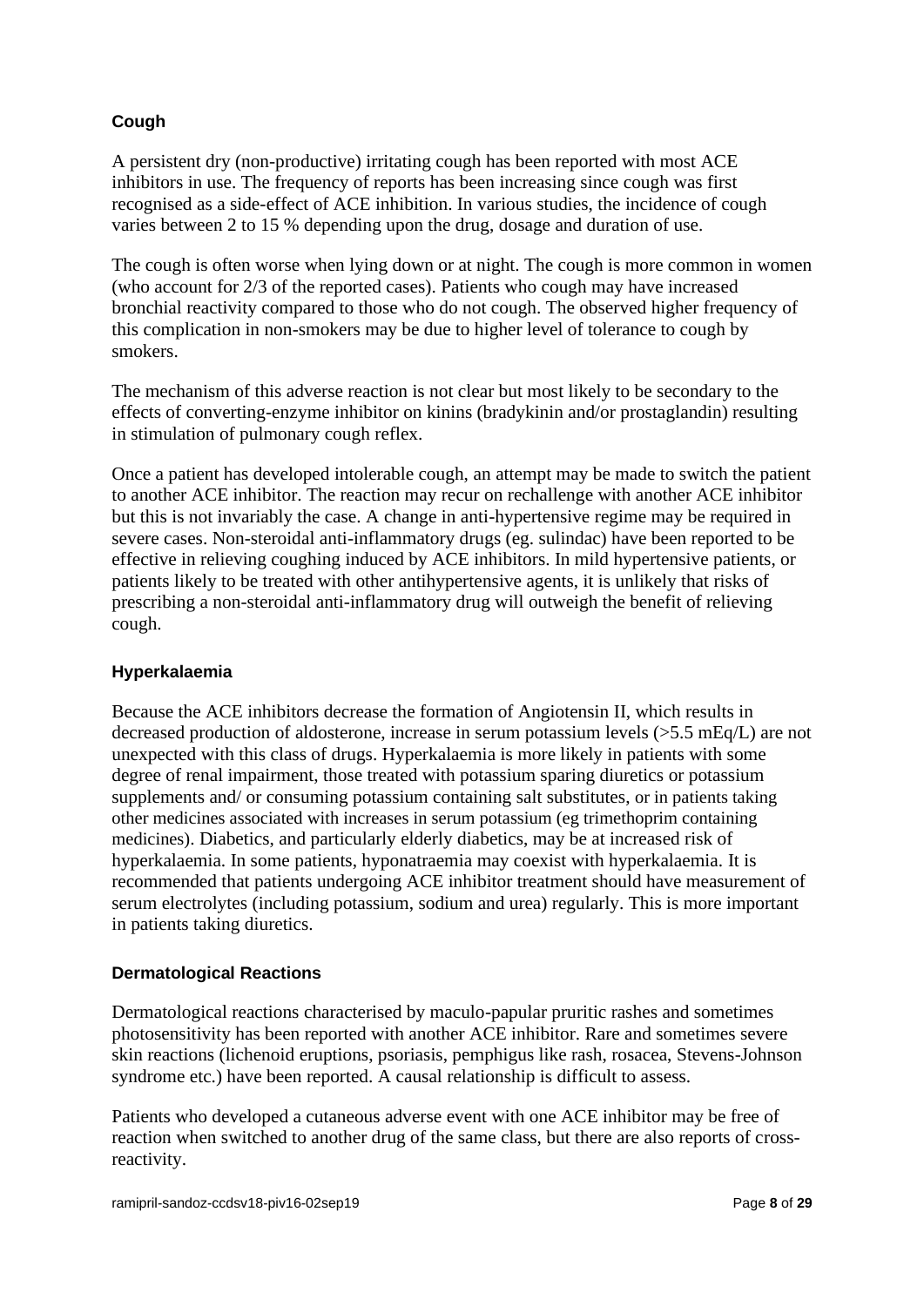### Cough

A persistent dry (non-productive) irritating cough has been reported with most ACE inhibitors in use. The frequency of reports has been increasing since cough was first recognised as a side-effect of ACE inhibition. In various studies, the incidence of cough varies between 2 to 15 % depending upon the drug, dosage and duration of use.

The cough is often worse when lying down or at night. The cough is more common in women (who account for 2/3 of the reported cases). Patients who cough may have increased bronchial reactivity compared to those who do not cough. The observed higher frequency of this complication in non-smokers may be due to higher level of tolerance to cough by smokers.

The mechanism of this adverse reaction is not clear but most likely to be secondary to the effects of converting-enzyme inhibitor on kinins (bradykinin and/or prostaglandin) resulting in stimulation of pulmonary cough reflex.

Once a patient has developed intolerable cough, an attempt may be made to switch the patient to another ACE inhibitor. The reaction may recur on rechallenge with another ACE inhibitor but this is not invariably the case. A change in anti-hypertensive regime may be required in severe cases. Non-steroidal anti-inflammatory drugs (eg. sulindac) have been reported to be effective in relieving coughing induced by ACE inhibitors. In mild hypertensive patients, or patients likely to be treated with other antihypertensive agents, it is unlikely that risks of prescribing a non-steroidal anti-inflammatory drug will outweigh the benefit of relieving cough.

### Hyperkalaemia

Because the ACE inhibitors decrease the formation of Angiotensin II, which results in decreased production of aldosterone, increase in serum potassium levels (>5.5 mEq/L) are not unexpected with this class of drugs. Hyperkalaemia is more likely in patients with some degree of renal impairment, those treated with potassium sparing diuretics or potassium supplements and/ or consuming potassium containing salt substitutes, or in patients taking other medicines associated with increases in serum potassium (eg trimethoprim containing medicines). Diabetics, and particularly elderly diabetics, may be at increased risk of hyperkalaemia. In some patients, hyponatraemia may coexist with hyperkalaemia. It is recommended that patients undergoing ACE inhibitor treatment should have measurement of serum electrolytes (including potassium, sodium and urea) regularly. This is more important in patients taking diuretics.

### Dermatological Reactions

Dermatological reactions characterised by maculo-papular pruritic rashes and sometimes photosensitivity has been reported with another ACE inhibitor. Rare and sometimes severe skin reactions (lichenoid eruptions, psoriasis, pemphigus like rash, rosacea, Stevens-Johnson syndrome etc.) have been reported. A causal relationship is difficult to assess.

Patients who developed a cutaneous adverse event with one ACE inhibitor may be free of reaction when switched to another drug of the same class, but there are also reports of cross-reactivity.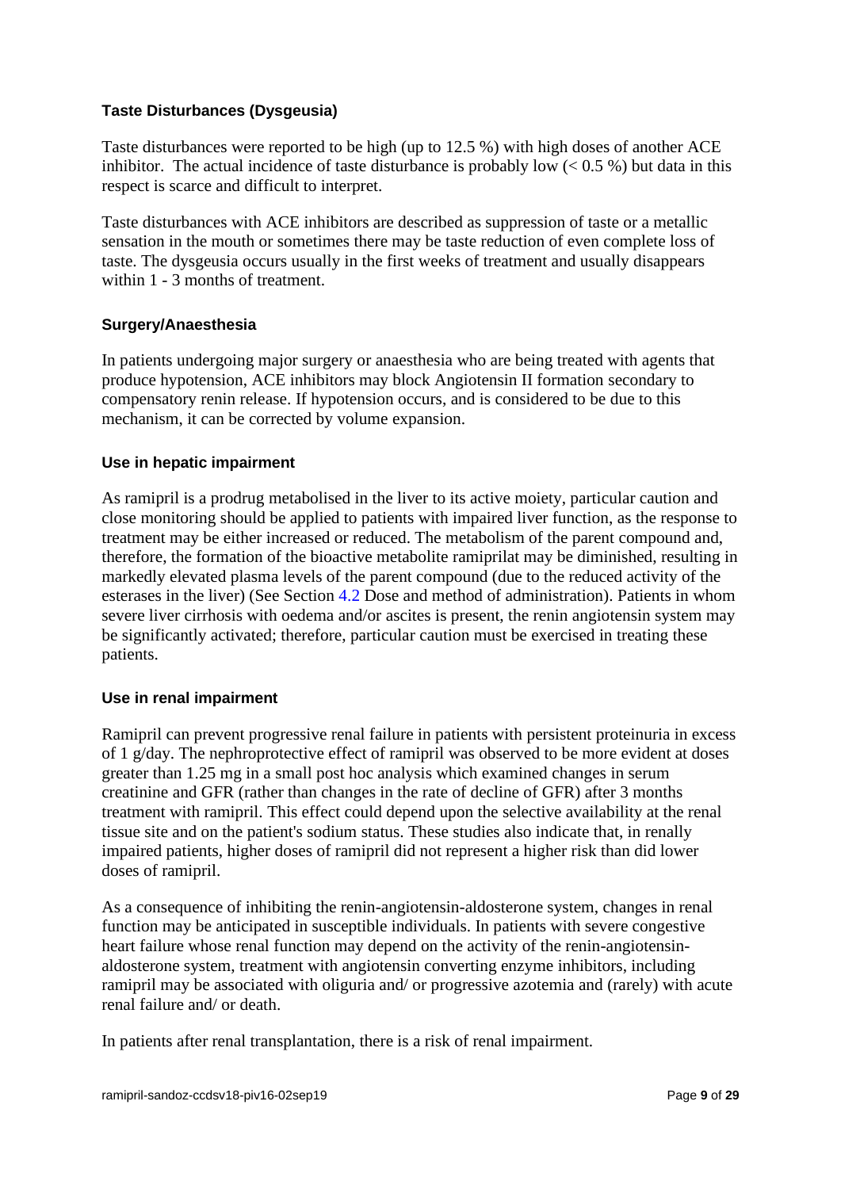### Taste Disturbances (Dysgeusia)

Taste disturbances were reported to be high (up to 12.5 %) with high doses of another ACE inhibitor. The actual incidence of taste disturbance is probably low (< 0.5 %) but data in this respect is scarce and difficult to interpret.

Taste disturbances with ACE inhibitors are described as suppression of taste or a metallic sensation in the mouth or sometimes there may be taste reduction of even complete loss of taste. The dysgeusia occurs usually in the first weeks of treatment and usually disappears within 1 - 3 months of treatment.

### Surgery/Anaesthesia

In patients undergoing major surgery or anaesthesia who are being treated with agents that produce hypotension, ACE inhibitors may block Angiotensin II formation secondary to compensatory renin release. If hypotension occurs, and is considered to be due to this mechanism, it can be corrected by volume expansion.

### Use in hepatic impairment

As ramipril is a prodrug metabolised in the liver to its active moiety, particular caution and close monitoring should be applied to patients with impaired liver function, as the response to treatment may be either increased or reduced. The metabolism of the parent compound and, therefore, the formation of the bioactive metabolite ramiprilat may be diminished, resulting in markedly elevated plasma levels of the parent compound (due to the reduced activity of the esterases in the liver) (See Section 4.2 Dose and method of administration). Patients in whom severe liver cirrhosis with oedema and/or ascites is present, the renin angiotensin system may be significantly activated; therefore, particular caution must be exercised in treating these patients.

### Use in renal impairment

Ramipril can prevent progressive renal failure in patients with persistent proteinuria in excess of 1 g/day. The nephroprotective effect of ramipril was observed to be more evident at doses greater than 1.25 mg in a small post hoc analysis which examined changes in serum creatinine and GFR (rather than changes in the rate of decline of GFR) after 3 months treatment with ramipril. This effect could depend upon the selective availability at the renal tissue site and on the patient's sodium status. These studies also indicate that, in renally impaired patients, higher doses of ramipril did not represent a higher risk than did lower doses of ramipril.

As a consequence of inhibiting the renin-angiotensin-aldosterone system, changes in renal function may be anticipated in susceptible individuals. In patients with severe congestive heart failure whose renal function may depend on the activity of the renin-angiotensin-aldosterone system, treatment with angiotensin converting enzyme inhibitors, including ramipril may be associated with oliguria and/ or progressive azotemia and (rarely) with acute renal failure and/ or death.

In patients after renal transplantation, there is a risk of renal impairment.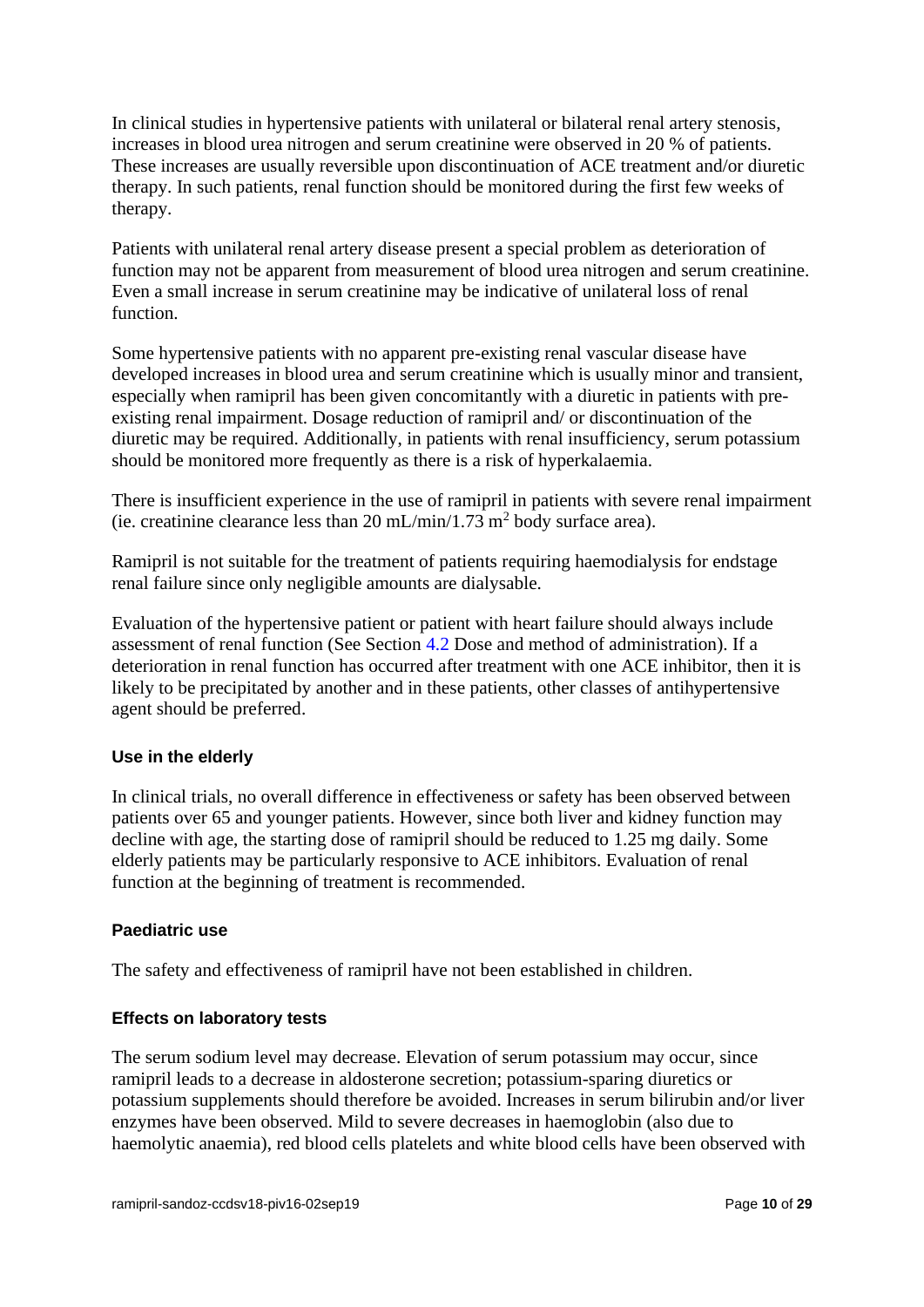In clinical studies in hypertensive patients with unilateral or bilateral renal artery stenosis, increases in blood urea nitrogen and serum creatinine were observed in 20 % of patients. These increases are usually reversible upon discontinuation of ACE treatment and/or diuretic therapy. In such patients, renal function should be monitored during the first few weeks of therapy.

Patients with unilateral renal artery disease present a special problem as deterioration of function may not be apparent from measurement of blood urea nitrogen and serum creatinine. Even a small increase in serum creatinine may be indicative of unilateral loss of renal function.

Some hypertensive patients with no apparent pre-existing renal vascular disease have developed increases in blood urea and serum creatinine which is usually minor and transient, especially when ramipril has been given concomitantly with a diuretic in patients with pre-existing renal impairment. Dosage reduction of ramipril and/ or discontinuation of the diuretic may be required. Additionally, in patients with renal insufficiency, serum potassium should be monitored more frequently as there is a risk of hyperkalaemia.

There is insufficient experience in the use of ramipril in patients with severe renal impairment (ie. creatinine clearance less than 20 mL/min/1.73 $m^2$ body surface area).

Ramipril is not suitable for the treatment of patients requiring haemodialysis for endstage renal failure since only negligible amounts are dialysable.

Evaluation of the hypertensive patient or patient with heart failure should always include assessment of renal function (See Section 4.2 Dose and method of administration). If a deterioration in renal function has occurred after treatment with one ACE inhibitor, then it is likely to be precipitated by another and in these patients, other classes of antihypertensive agent should be preferred.

### Use in the elderly

In clinical trials, no overall difference in effectiveness or safety has been observed between patients over 65 and younger patients. However, since both liver and kidney function may decline with age, the starting dose of ramipril should be reduced to 1.25 mg daily. Some elderly patients may be particularly responsive to ACE inhibitors. Evaluation of renal function at the beginning of treatment is recommended.

### Paediatric use

The safety and effectiveness of ramipril have not been established in children.

### Effects on laboratory tests

The serum sodium level may decrease. Elevation of serum potassium may occur, since ramipril leads to a decrease in aldosterone secretion; potassium-sparing diuretics or potassium supplements should therefore be avoided. Increases in serum bilirubin and/or liver enzymes have been observed. Mild to severe decreases in haemoglobin (also due to haemolytic anaemia), red blood cells platelets and white blood cells have been observed with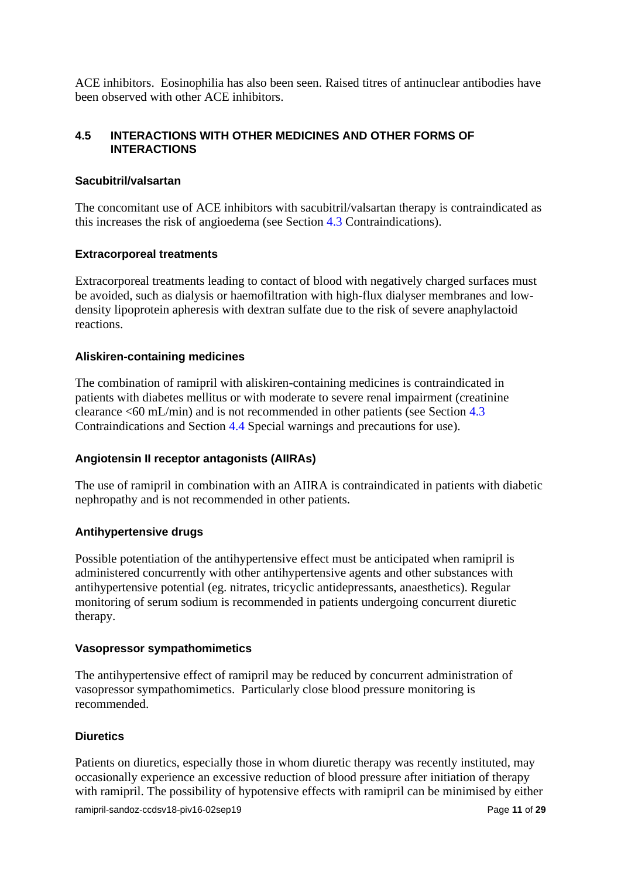ACE inhibitors. Eosinophilia has also been seen. Raised titres of antinuclear antibodies have been observed with other ACE inhibitors.

## 4.5 INTERACTIONS WITH OTHER MEDICINES AND OTHER FORMS OF INTERACTIONS

### Sacubitril/valsartan

The concomitant use of ACE inhibitors with sacubitril/valsartan therapy is contraindicated as this increases the risk of angioedema (see Section 4.3 Contraindications).

### Extracorporeal treatments

Extracorporeal treatments leading to contact of blood with negatively charged surfaces must be avoided, such as dialysis or haemofiltration with high-flux dialyser membranes and low-density lipoprotein apheresis with dextran sulfate due to the risk of severe anaphylactoid reactions.

### Aliskiren-containing medicines

The combination of ramipril with aliskiren-containing medicines is contraindicated in patients with diabetes mellitus or with moderate to severe renal impairment (creatinine clearance <60 mL/min) and is not recommended in other patients (see Section 4.3 Contraindications and Section 4.4 Special warnings and precautions for use).

### Angiotensin II receptor antagonists (AIIRAs)

The use of ramipril in combination with an AIIRA is contraindicated in patients with diabetic nephropathy and is not recommended in other patients.

### Antihypertensive drugs

Possible potentiation of the antihypertensive effect must be anticipated when ramipril is administered concurrently with other antihypertensive agents and other substances with antihypertensive potential (eg. nitrates, tricyclic antidepressants, anaesthetics). Regular monitoring of serum sodium is recommended in patients undergoing concurrent diuretic therapy.

### Vasopressor sympathomimetics

The antihypertensive effect of ramipril may be reduced by concurrent administration of vasopressor sympathomimetics. Particularly close blood pressure monitoring is recommended.

### Diuretics

Patients on diuretics, especially those in whom diuretic therapy was recently instituted, may occasionally experience an excessive reduction of blood pressure after initiation of therapy with ramipril. The possibility of hypotensive effects with ramipril can be minimised by either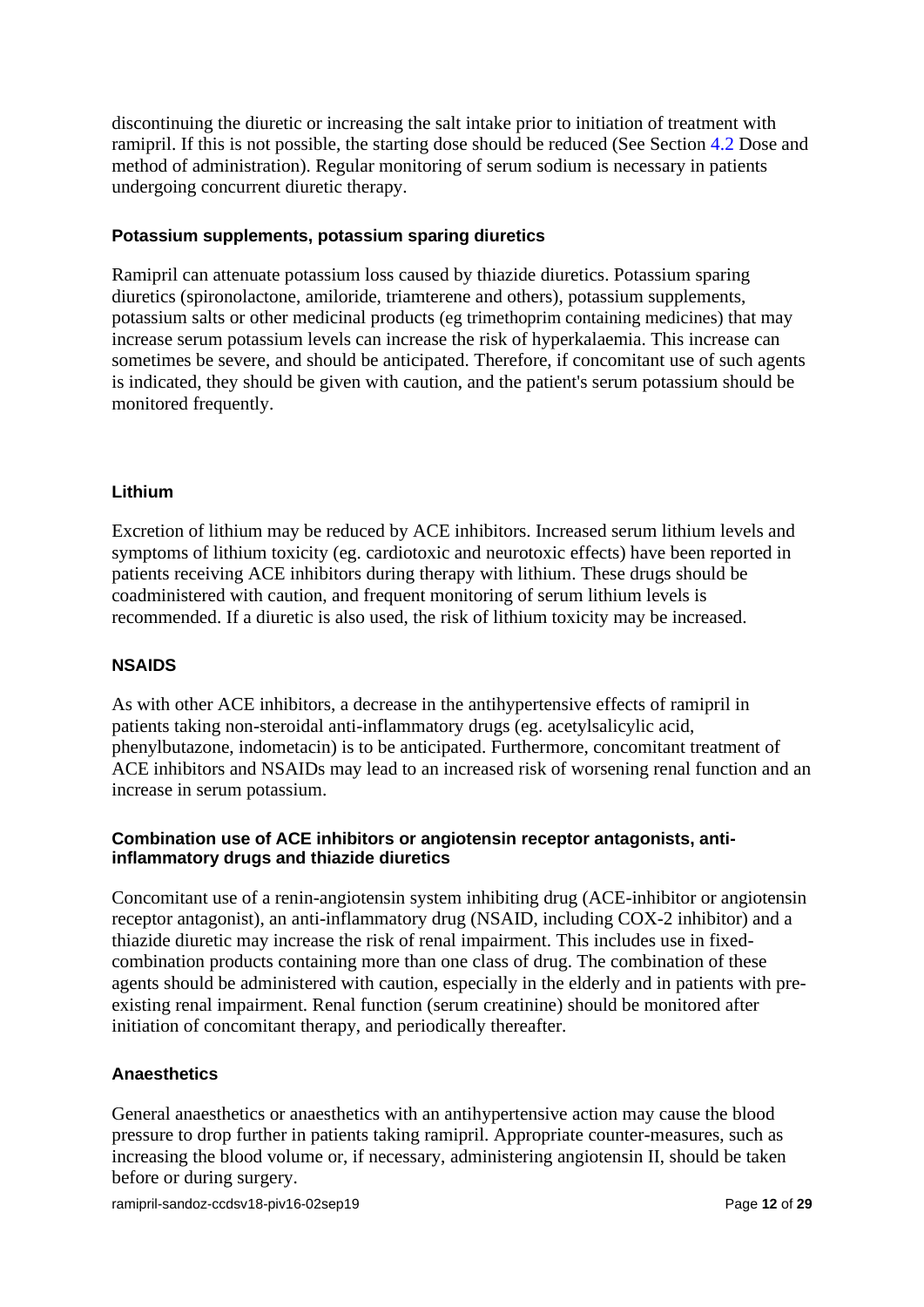discontinuing the diuretic or increasing the salt intake prior to initiation of treatment with ramipril. If this is not possible, the starting dose should be reduced (See Section 4.2 Dose and method of administration). Regular monitoring of serum sodium is necessary in patients undergoing concurrent diuretic therapy.

#### Potassium supplements, potassium sparing diuretics

Ramipril can attenuate potassium loss caused by thiazide diuretics. Potassium sparing diuretics (spironolactone, amiloride, triamterene and others), potassium supplements, potassium salts or other medicinal products (eg trimethoprim containing medicines) that may increase serum potassium levels can increase the risk of hyperkalaemia. This increase can sometimes be severe, and should be anticipated. Therefore, if concomitant use of such agents is indicated, they should be given with caution, and the patient's serum potassium should be monitored frequently.

#### Lithium

Excretion of lithium may be reduced by ACE inhibitors. Increased serum lithium levels and symptoms of lithium toxicity (eg. cardiotoxic and neurotoxic effects) have been reported in patients receiving ACE inhibitors during therapy with lithium. These drugs should be coadministered with caution, and frequent monitoring of serum lithium levels is recommended. If a diuretic is also used, the risk of lithium toxicity may be increased.

#### NSAIDS

As with other ACE inhibitors, a decrease in the antihypertensive effects of ramipril in patients taking non-steroidal anti-inflammatory drugs (eg. acetylsalicylic acid, phenylbutazone, indometacin) is to be anticipated. Furthermore, concomitant treatment of ACE inhibitors and NSAIDs may lead to an increased risk of worsening renal function and an increase in serum potassium.

#### Combination use of ACE inhibitors or angiotensin receptor antagonists, anti-inflammatory drugs and thiazide diuretics

Concomitant use of a renin-angiotensin system inhibiting drug (ACE-inhibitor or angiotensin receptor antagonist), an anti-inflammatory drug (NSAID, including COX-2 inhibitor) and a thiazide diuretic may increase the risk of renal impairment. This includes use in fixed-combination products containing more than one class of drug. The combination of these agents should be administered with caution, especially in the elderly and in patients with pre-existing renal impairment. Renal function (serum creatinine) should be monitored after initiation of concomitant therapy, and periodically thereafter.

#### Anaesthetics

General anaesthetics or anaesthetics with an antihypertensive action may cause the blood pressure to drop further in patients taking ramipril. Appropriate counter-measures, such as increasing the blood volume or, if necessary, administering angiotensin II, should be taken before or during surgery.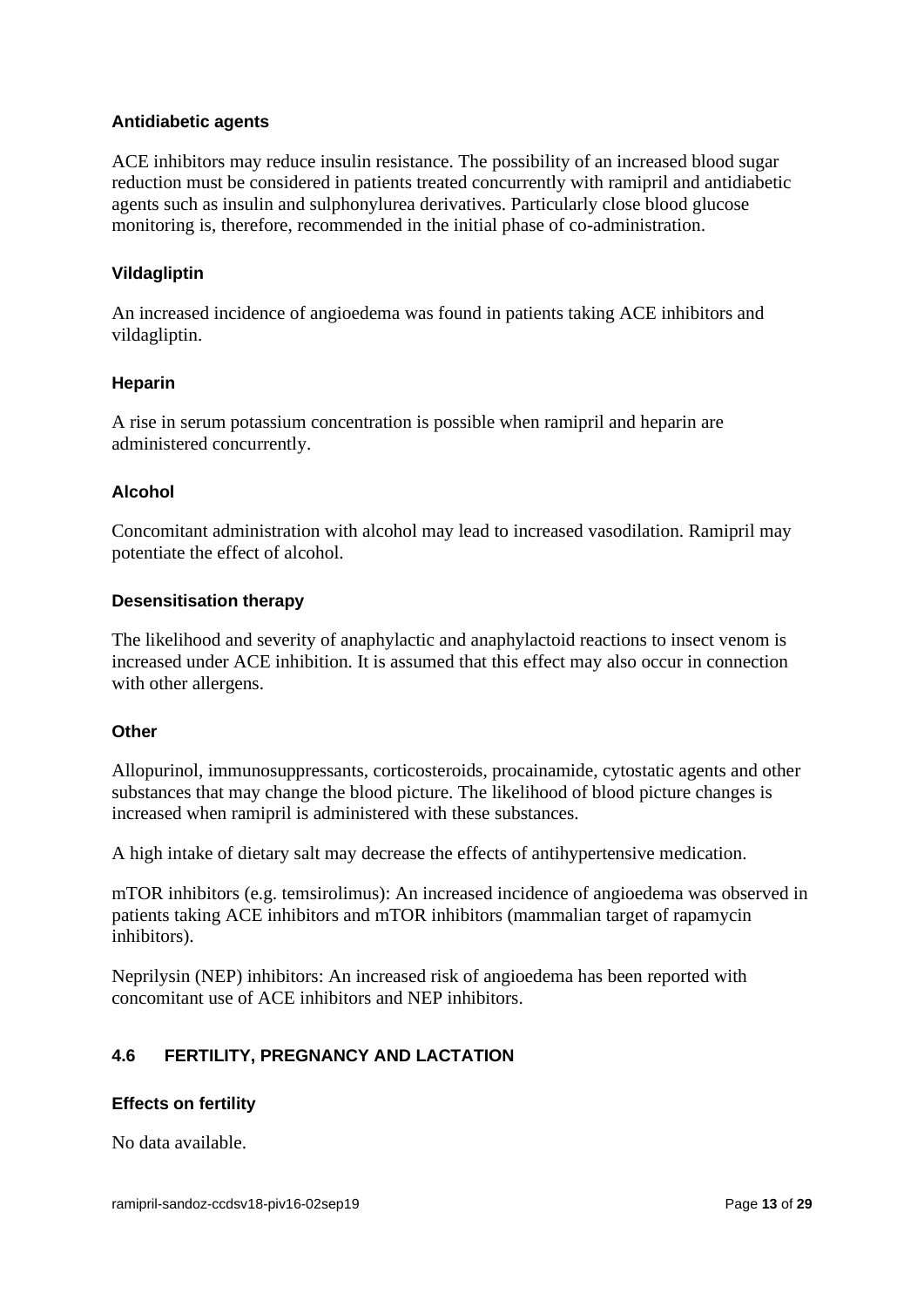**Antidiabetic agents**

ACE inhibitors may reduce insulin resistance. The possibility of an increased blood sugar reduction must be considered in patients treated concurrently with ramipril and antidiabetic agents such as insulin and sulphonylurea derivatives. Particularly close blood glucose monitoring is, therefore, recommended in the initial phase of co-administration.

**Vildagliptin**

An increased incidence of angioedema was found in patients taking ACE inhibitors and vildagliptin.

**Heparin**

A rise in serum potassium concentration is possible when ramipril and heparin are administered concurrently.

**Alcohol**

Concomitant administration with alcohol may lead to increased vasodilation. Ramipril may potentiate the effect of alcohol.

**Desensitisation therapy**

The likelihood and severity of anaphylactic and anaphylactoid reactions to insect venom is increased under ACE inhibition. It is assumed that this effect may also occur in connection with other allergens.

**Other**

Allopurinol, immunosuppressants, corticosteroids, procainamide, cytostatic agents and other substances that may change the blood picture. The likelihood of blood picture changes is increased when ramipril is administered with these substances.

A high intake of dietary salt may decrease the effects of antihypertensive medication.

mTOR inhibitors (e.g. temsirolimus): An increased incidence of angioedema was observed in patients taking ACE inhibitors and mTOR inhibitors (mammalian target of rapamycin inhibitors).

Neprilysin (NEP) inhibitors: An increased risk of angioedema has been reported with concomitant use of ACE inhibitors and NEP inhibitors.

## 4.6 FERTILITY, PREGNANCY AND LACTATION

**Effects on fertility**

No data available.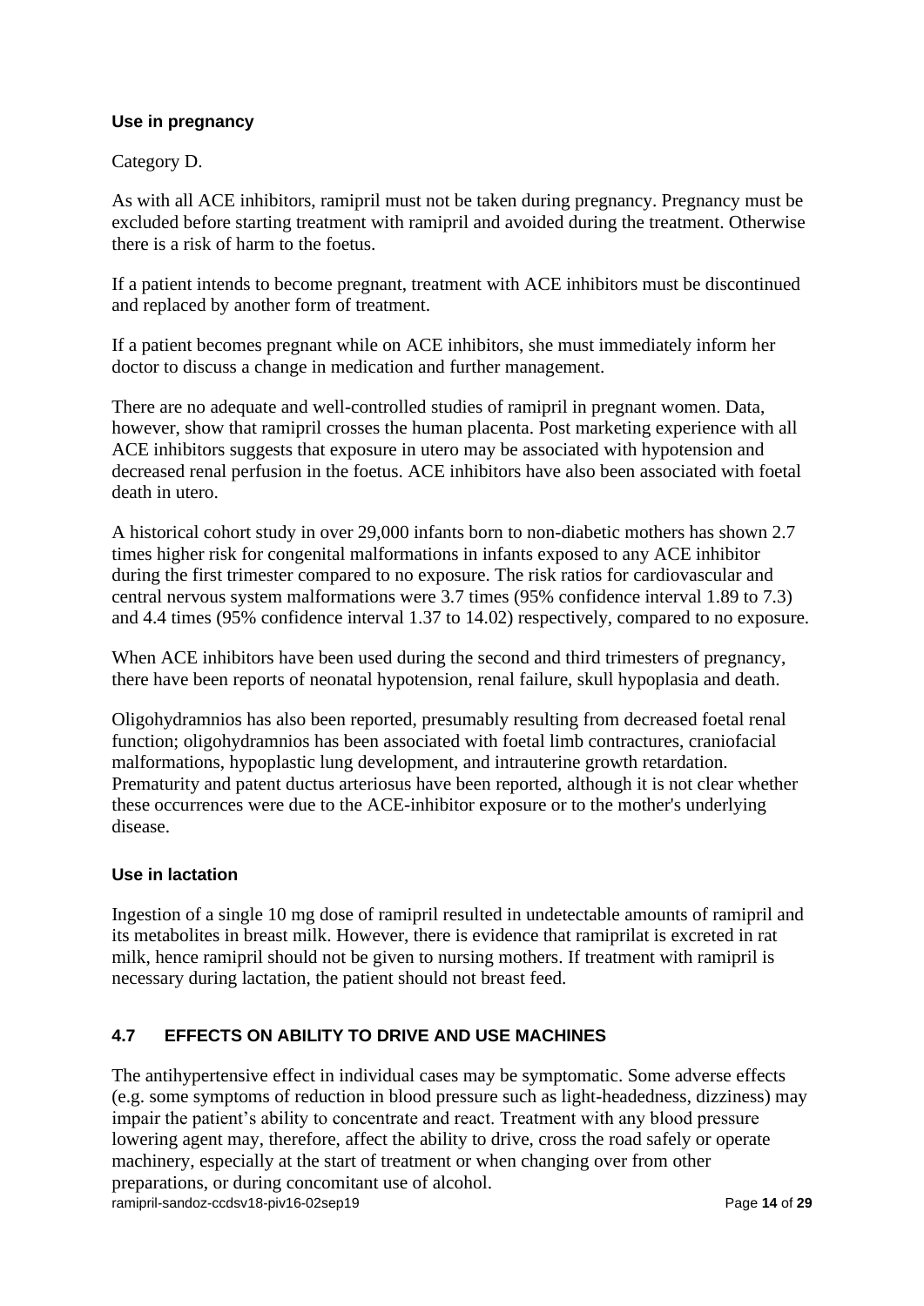### Use in pregnancy

Category D.

As with all ACE inhibitors, ramipril must not be taken during pregnancy. Pregnancy must be excluded before starting treatment with ramipril and avoided during the treatment. Otherwise there is a risk of harm to the foetus.

If a patient intends to become pregnant, treatment with ACE inhibitors must be discontinued and replaced by another form of treatment.

If a patient becomes pregnant while on ACE inhibitors, she must immediately inform her doctor to discuss a change in medication and further management.

There are no adequate and well-controlled studies of ramipril in pregnant women. Data, however, show that ramipril crosses the human placenta. Post marketing experience with all ACE inhibitors suggests that exposure in utero may be associated with hypotension and decreased renal perfusion in the foetus. ACE inhibitors have also been associated with foetal death in utero.

A historical cohort study in over 29,000 infants born to non-diabetic mothers has shown 2.7 times higher risk for congenital malformations in infants exposed to any ACE inhibitor during the first trimester compared to no exposure. The risk ratios for cardiovascular and central nervous system malformations were 3.7 times (95% confidence interval 1.89 to 7.3) and 4.4 times (95% confidence interval 1.37 to 14.02) respectively, compared to no exposure.

When ACE inhibitors have been used during the second and third trimesters of pregnancy, there have been reports of neonatal hypotension, renal failure, skull hypoplasia and death.

Oligohydramnios has also been reported, presumably resulting from decreased foetal renal function; oligohydramnios has been associated with foetal limb contractures, craniofacial malformations, hypoplastic lung development, and intrauterine growth retardation. Prematurity and patent ductus arteriosus have been reported, although it is not clear whether these occurrences were due to the ACE-inhibitor exposure or to the mother's underlying disease.

### Use in lactation

Ingestion of a single 10 mg dose of ramipril resulted in undetectable amounts of ramipril and its metabolites in breast milk. However, there is evidence that ramiprilat is excreted in rat milk, hence ramipril should not be given to nursing mothers. If treatment with ramipril is necessary during lactation, the patient should not breast feed.

## 4.7 EFFECTS ON ABILITY TO DRIVE AND USE MACHINES

The antihypertensive effect in individual cases may be symptomatic. Some adverse effects (e.g. some symptoms of reduction in blood pressure such as light-headedness, dizziness) may impair the patient's ability to concentrate and react. Treatment with any blood pressure lowering agent may, therefore, affect the ability to drive, cross the road safely or operate machinery, especially at the start of treatment or when changing over from other preparations, or during concomitant use of alcohol.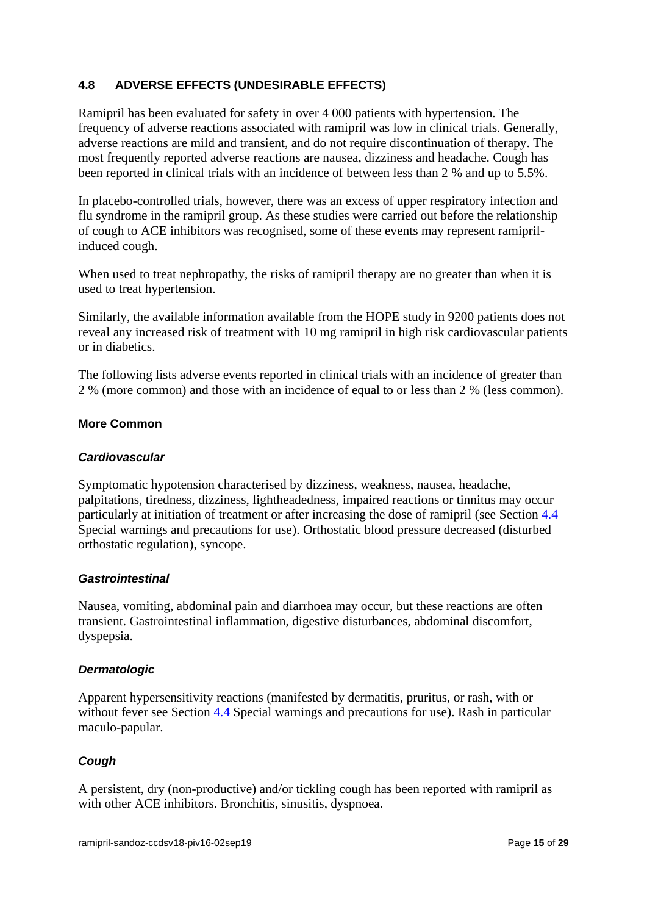## 4.8 ADVERSE EFFECTS (UNDESIRABLE EFFECTS)

Ramipril has been evaluated for safety in over 4 000 patients with hypertension. The frequency of adverse reactions associated with ramipril was low in clinical trials. Generally, adverse reactions are mild and transient, and do not require discontinuation of therapy. The most frequently reported adverse reactions are nausea, dizziness and headache. Cough has been reported in clinical trials with an incidence of between less than 2 % and up to 5.5%.

In placebo-controlled trials, however, there was an excess of upper respiratory infection and flu syndrome in the ramipril group. As these studies were carried out before the relationship of cough to ACE inhibitors was recognised, some of these events may represent ramipril-induced cough.

When used to treat nephropathy, the risks of ramipril therapy are no greater than when it is used to treat hypertension.

Similarly, the available information available from the HOPE study in 9200 patients does not reveal any increased risk of treatment with 10 mg ramipril in high risk cardiovascular patients or in diabetics.

The following lists adverse events reported in clinical trials with an incidence of greater than 2 % (more common) and those with an incidence of equal to or less than 2 % (less common).

**More Common**

***Cardiovascular***

Symptomatic hypotension characterised by dizziness, weakness, nausea, headache, palpitations, tiredness, dizziness, lightheadedness, impaired reactions or tinnitus may occur particularly at initiation of treatment or after increasing the dose of ramipril (see Section 4.4 Special warnings and precautions for use). Orthostatic blood pressure decreased (disturbed orthostatic regulation), syncope.

***Gastrointestinal***

Nausea, vomiting, abdominal pain and diarrhoea may occur, but these reactions are often transient. Gastrointestinal inflammation, digestive disturbances, abdominal discomfort, dyspepsia.

***Dermatologic***

Apparent hypersensitivity reactions (manifested by dermatitis, pruritus, or rash, with or without fever see Section 4.4 Special warnings and precautions for use). Rash in particular maculo-papular.

***Cough***

A persistent, dry (non-productive) and/or tickling cough has been reported with ramipril as with other ACE inhibitors. Bronchitis, sinusitis, dyspnoea.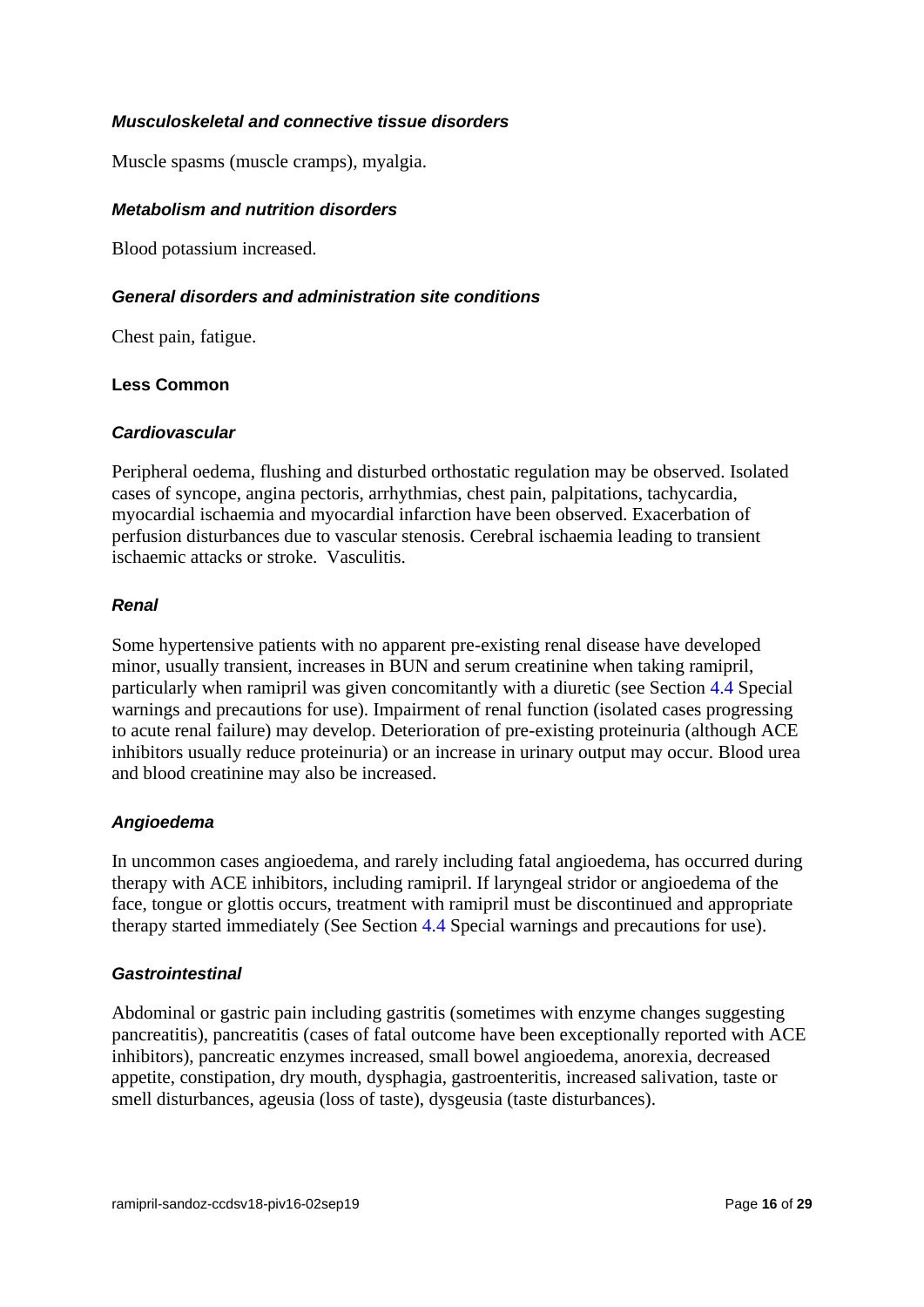#### *Musculoskeletal and connective tissue disorders*

Muscle spasms (muscle cramps), myalgia.

#### *Metabolism and nutrition disorders*

Blood potassium increased.

#### *General disorders and administration site conditions*

Chest pain, fatigue.

### Less Common

#### *Cardiovascular*

Peripheral oedema, flushing and disturbed orthostatic regulation may be observed. Isolated cases of syncope, angina pectoris, arrhythmias, chest pain, palpitations, tachycardia, myocardial ischaemia and myocardial infarction have been observed. Exacerbation of perfusion disturbances due to vascular stenosis. Cerebral ischaemia leading to transient ischaemic attacks or stroke. Vasculitis.

#### *Renal*

Some hypertensive patients with no apparent pre-existing renal disease have developed minor, usually transient, increases in BUN and serum creatinine when taking ramipril, particularly when ramipril was given concomitantly with a diuretic (see Section 4.4 Special warnings and precautions for use). Impairment of renal function (isolated cases progressing to acute renal failure) may develop. Deterioration of pre-existing proteinuria (although ACE inhibitors usually reduce proteinuria) or an increase in urinary output may occur. Blood urea and blood creatinine may also be increased.

#### *Angioedema*

In uncommon cases angioedema, and rarely including fatal angioedema, has occurred during therapy with ACE inhibitors, including ramipril. If laryngeal stridor or angioedema of the face, tongue or glottis occurs, treatment with ramipril must be discontinued and appropriate therapy started immediately (See Section 4.4 Special warnings and precautions for use).

#### *Gastrointestinal*

Abdominal or gastric pain including gastritis (sometimes with enzyme changes suggesting pancreatitis), pancreatitis (cases of fatal outcome have been exceptionally reported with ACE inhibitors), pancreatic enzymes increased, small bowel angioedema, anorexia, decreased appetite, constipation, dry mouth, dysphagia, gastroenteritis, increased salivation, taste or smell disturbances, ageusia (loss of taste), dysgeusia (taste disturbances).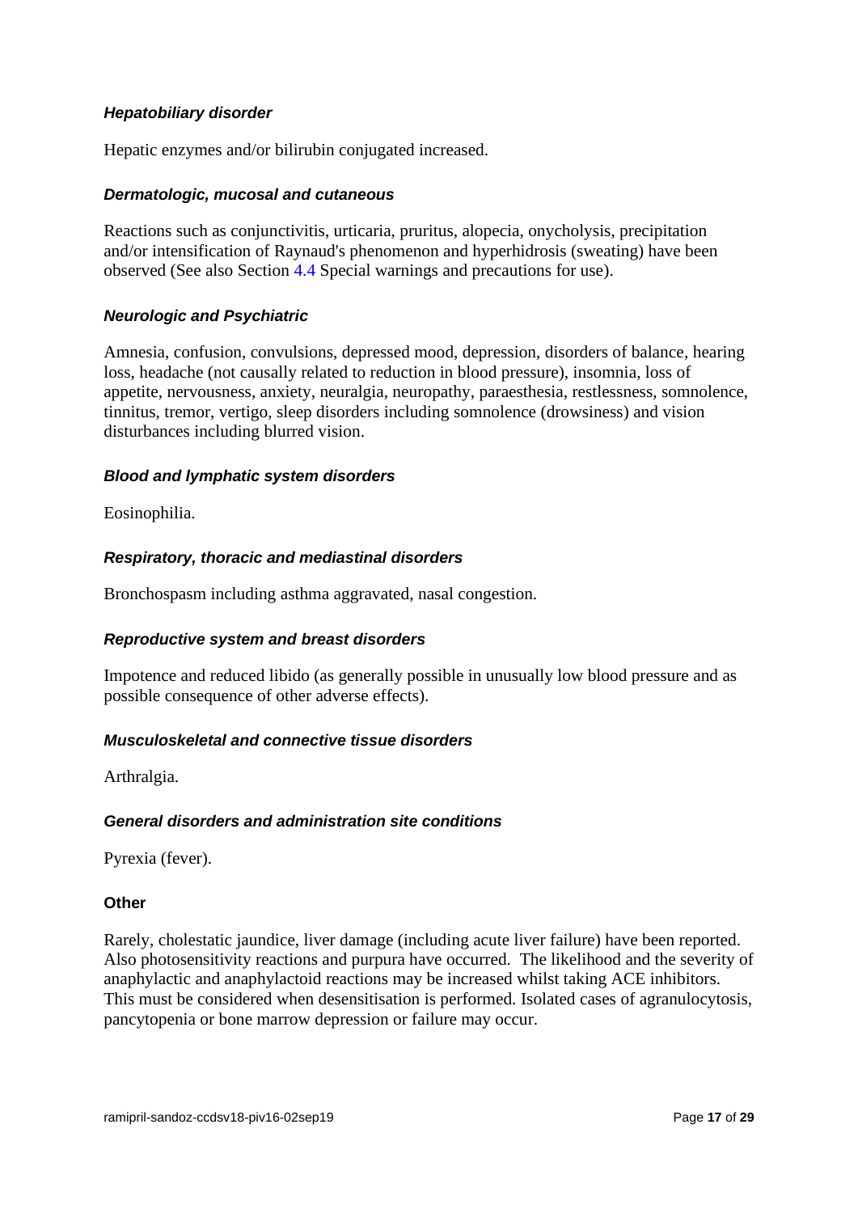#### *Hepatobiliary disorder*

Hepatic enzymes and/or bilirubin conjugated increased.

#### *Dermatologic, mucosal and cutaneous*

Reactions such as conjunctivitis, urticaria, pruritus, alopecia, onycholysis, precipitation and/or intensification of Raynaud's phenomenon and hyperhidrosis (sweating) have been observed (See also Section 4.4 Special warnings and precautions for use).

#### *Neurologic and Psychiatric*

Amnesia, confusion, convulsions, depressed mood, depression, disorders of balance, hearing loss, headache (not causally related to reduction in blood pressure), insomnia, loss of appetite, nervousness, anxiety, neuralgia, neuropathy, paraesthesia, restlessness, somnolence, tinnitus, tremor, vertigo, sleep disorders including somnolence (drowsiness) and vision disturbances including blurred vision.

#### *Blood and lymphatic system disorders*

Eosinophilia.

#### *Respiratory, thoracic and mediastinal disorders*

Bronchospasm including asthma aggravated, nasal congestion.

#### *Reproductive system and breast disorders*

Impotence and reduced libido (as generally possible in unusually low blood pressure and as possible consequence of other adverse effects).

#### *Musculoskeletal and connective tissue disorders*

Arthralgia.

#### *General disorders and administration site conditions*

Pyrexia (fever).

#### **Other**

Rarely, cholestatic jaundice, liver damage (including acute liver failure) have been reported. Also photosensitivity reactions and purpura have occurred. The likelihood and the severity of anaphylactic and anaphylactoid reactions may be increased whilst taking ACE inhibitors. This must be considered when desensitisation is performed. Isolated cases of agranulocytosis, pancytopenia or bone marrow depression or failure may occur.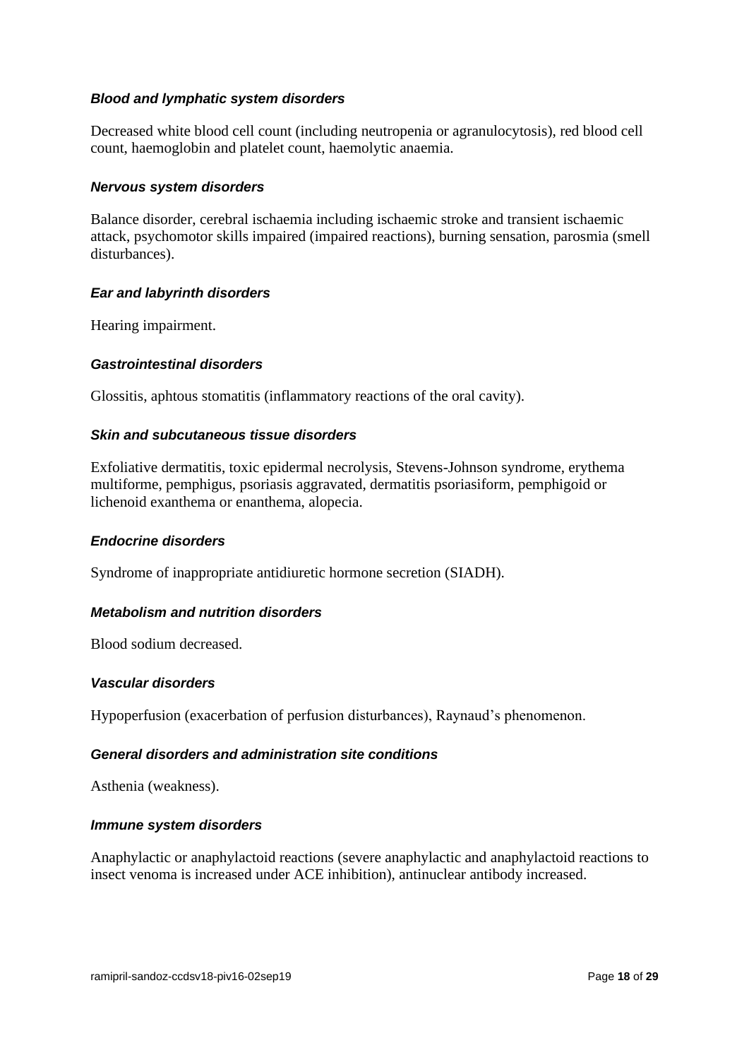***Blood and lymphatic system disorders***

Decreased white blood cell count (including neutropenia or agranulocytosis), red blood cell count, haemoglobin and platelet count, haemolytic anaemia.

***Nervous system disorders***

Balance disorder, cerebral ischaemia including ischaemic stroke and transient ischaemic attack, psychomotor skills impaired (impaired reactions), burning sensation, parosmia (smell disturbances).

***Ear and labyrinth disorders***

Hearing impairment.

***Gastrointestinal disorders***

Glossitis, aphtous stomatitis (inflammatory reactions of the oral cavity).

***Skin and subcutaneous tissue disorders***

Exfoliative dermatitis, toxic epidermal necrolysis, Stevens-Johnson syndrome, erythema multiforme, pemphigus, psoriasis aggravated, dermatitis psoriasiform, pemphigoid or lichenoid exanthema or enanthema, alopecia.

***Endocrine disorders***

Syndrome of inappropriate antidiuretic hormone secretion (SIADH).

***Metabolism and nutrition disorders***

Blood sodium decreased.

***Vascular disorders***

Hypoperfusion (exacerbation of perfusion disturbances), Raynaud's phenomenon.

***General disorders and administration site conditions***

Asthenia (weakness).

***Immune system disorders***

Anaphylactic or anaphylactoid reactions (severe anaphylactic and anaphylactoid reactions to insect venoma is increased under ACE inhibition), antinuclear antibody increased.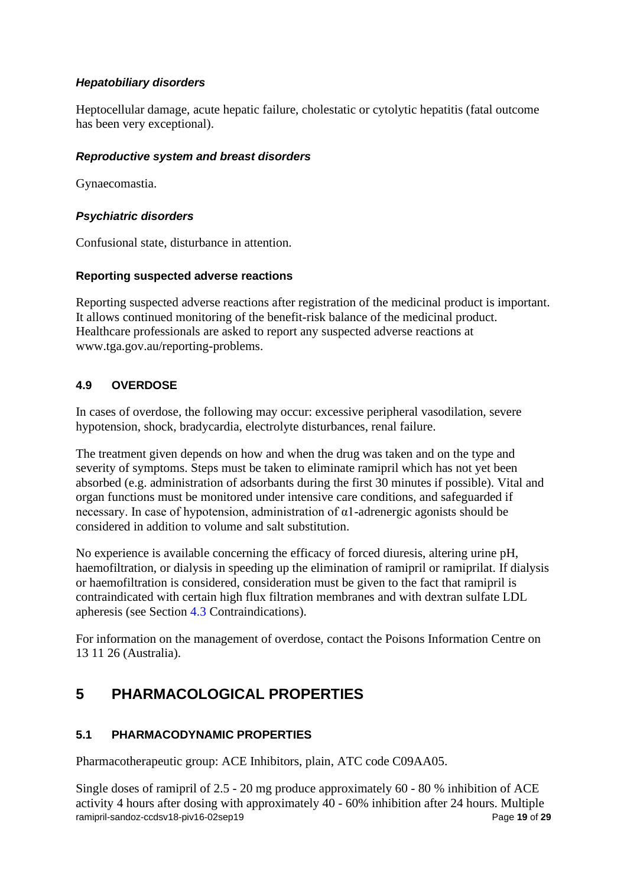#### *Hepatobiliary disorders*

Heptocellular damage, acute hepatic failure, cholestatic or cytolytic hepatitis (fatal outcome has been very exceptional).

#### *Reproductive system and breast disorders*

Gynaecomastia.

#### *Psychiatric disorders*

Confusional state, disturbance in attention.

#### Reporting suspected adverse reactions

Reporting suspected adverse reactions after registration of the medicinal product is important. It allows continued monitoring of the benefit-risk balance of the medicinal product. Healthcare professionals are asked to report any suspected adverse reactions at www.tga.gov.au/reporting-problems.

### 4.9 OVERDOSE

In cases of overdose, the following may occur: excessive peripheral vasodilation, severe hypotension, shock, bradycardia, electrolyte disturbances, renal failure.

The treatment given depends on how and when the drug was taken and on the type and severity of symptoms. Steps must be taken to eliminate ramipril which has not yet been absorbed (e.g. administration of adsorbants during the first 30 minutes if possible). Vital and organ functions must be monitored under intensive care conditions, and safeguarded if necessary. In case of hypotension, administration of $\alpha 1$-adrenergic agonists should be considered in addition to volume and salt substitution.

No experience is available concerning the efficacy of forced diuresis, altering urine pH, haemofiltration, or dialysis in speeding up the elimination of ramipril or ramiprilat. If dialysis or haemofiltration is considered, consideration must be given to the fact that ramipril is contraindicated with certain high flux filtration membranes and with dextran sulfate LDL apheresis (see Section 4.3 Contraindications).

For information on the management of overdose, contact the Poisons Information Centre on 13 11 26 (Australia).

## 5 PHARMACOLOGICAL PROPERTIES

### 5.1 PHARMACODYNAMIC PROPERTIES

Pharmacotherapeutic group: ACE Inhibitors, plain, ATC code C09AA05.

Single doses of ramipril of 2.5 - 20 mg produce approximately 60 - 80 % inhibition of ACE activity 4 hours after dosing with approximately 40 - 60% inhibition after 24 hours. Multiple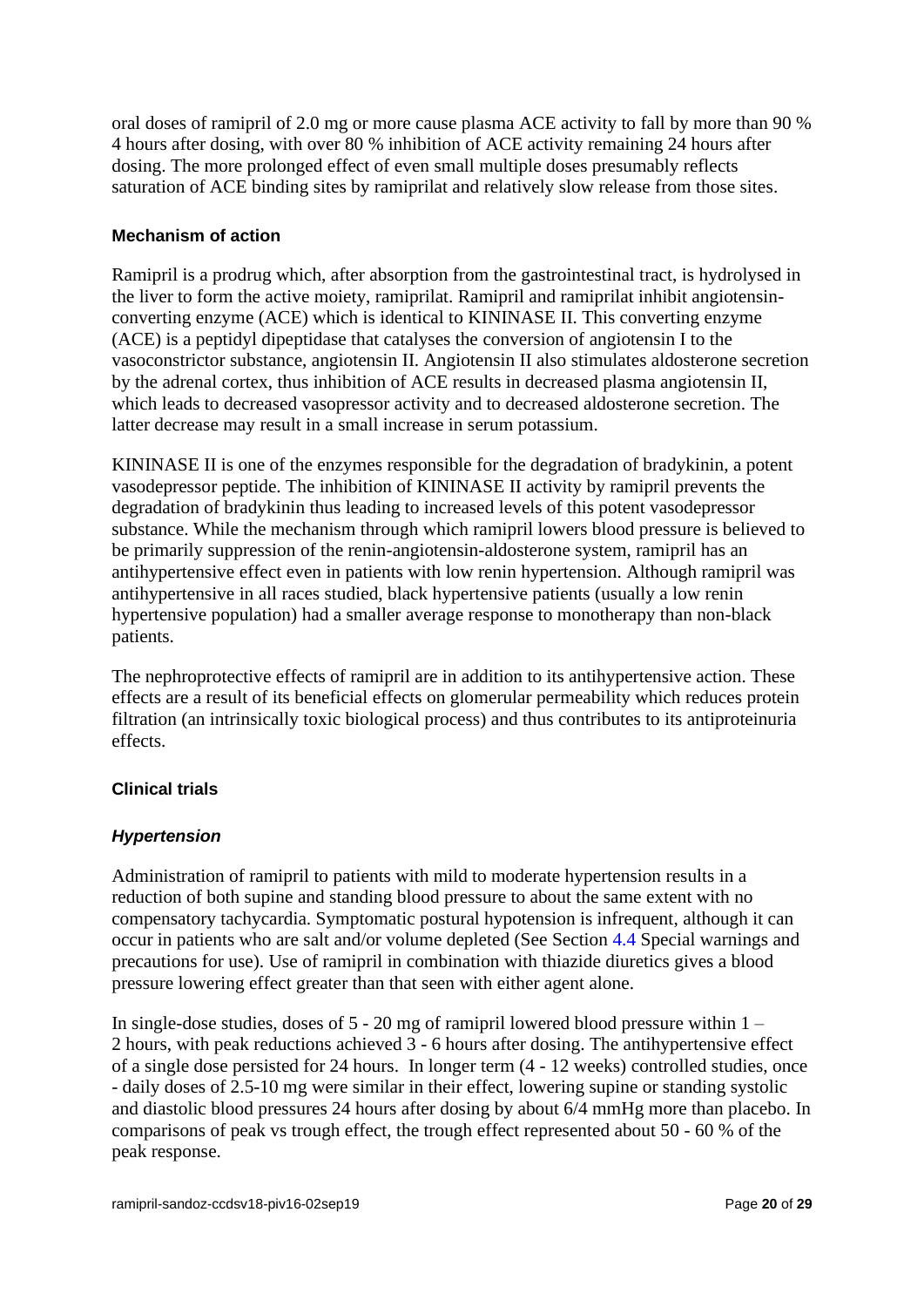oral doses of ramipril of 2.0 mg or more cause plasma ACE activity to fall by more than 90 % 4 hours after dosing, with over 80 % inhibition of ACE activity remaining 24 hours after dosing. The more prolonged effect of even small multiple doses presumably reflects saturation of ACE binding sites by ramiprilat and relatively slow release from those sites.

### Mechanism of action

Ramipril is a prodrug which, after absorption from the gastrointestinal tract, is hydrolysed in the liver to form the active moiety, ramiprilat. Ramipril and ramiprilat inhibit angiotensin-converting enzyme (ACE) which is identical to KININASE II. This converting enzyme (ACE) is a peptidyl dipeptidase that catalyses the conversion of angiotensin I to the vasoconstrictor substance, angiotensin II. Angiotensin II also stimulates aldosterone secretion by the adrenal cortex, thus inhibition of ACE results in decreased plasma angiotensin II, which leads to decreased vasopressor activity and to decreased aldosterone secretion. The latter decrease may result in a small increase in serum potassium.

KININASE II is one of the enzymes responsible for the degradation of bradykinin, a potent vasodepressor peptide. The inhibition of KININASE II activity by ramipril prevents the degradation of bradykinin thus leading to increased levels of this potent vasodepressor substance. While the mechanism through which ramipril lowers blood pressure is believed to be primarily suppression of the renin-angiotensin-aldosterone system, ramipril has an antihypertensive effect even in patients with low renin hypertension. Although ramipril was antihypertensive in all races studied, black hypertensive patients (usually a low renin hypertensive population) had a smaller average response to monotherapy than non-black patients.

The nephroprotective effects of ramipril are in addition to its antihypertensive action. These effects are a result of its beneficial effects on glomerular permeability which reduces protein filtration (an intrinsically toxic biological process) and thus contributes to its antiproteinuria effects.

### Clinical trials

#### *Hypertension*

Administration of ramipril to patients with mild to moderate hypertension results in a reduction of both supine and standing blood pressure to about the same extent with no compensatory tachycardia. Symptomatic postural hypotension is infrequent, although it can occur in patients who are salt and/or volume depleted (See Section 4.4 Special warnings and precautions for use). Use of ramipril in combination with thiazide diuretics gives a blood pressure lowering effect greater than that seen with either agent alone.

In single-dose studies, doses of 5 - 20 mg of ramipril lowered blood pressure within 1 – 2 hours, with peak reductions achieved 3 - 6 hours after dosing. The antihypertensive effect of a single dose persisted for 24 hours. In longer term (4 - 12 weeks) controlled studies, once - daily doses of 2.5-10 mg were similar in their effect, lowering supine or standing systolic and diastolic blood pressures 24 hours after dosing by about 6/4 mmHg more than placebo. In comparisons of peak vs trough effect, the trough effect represented about 50 - 60 % of the peak response.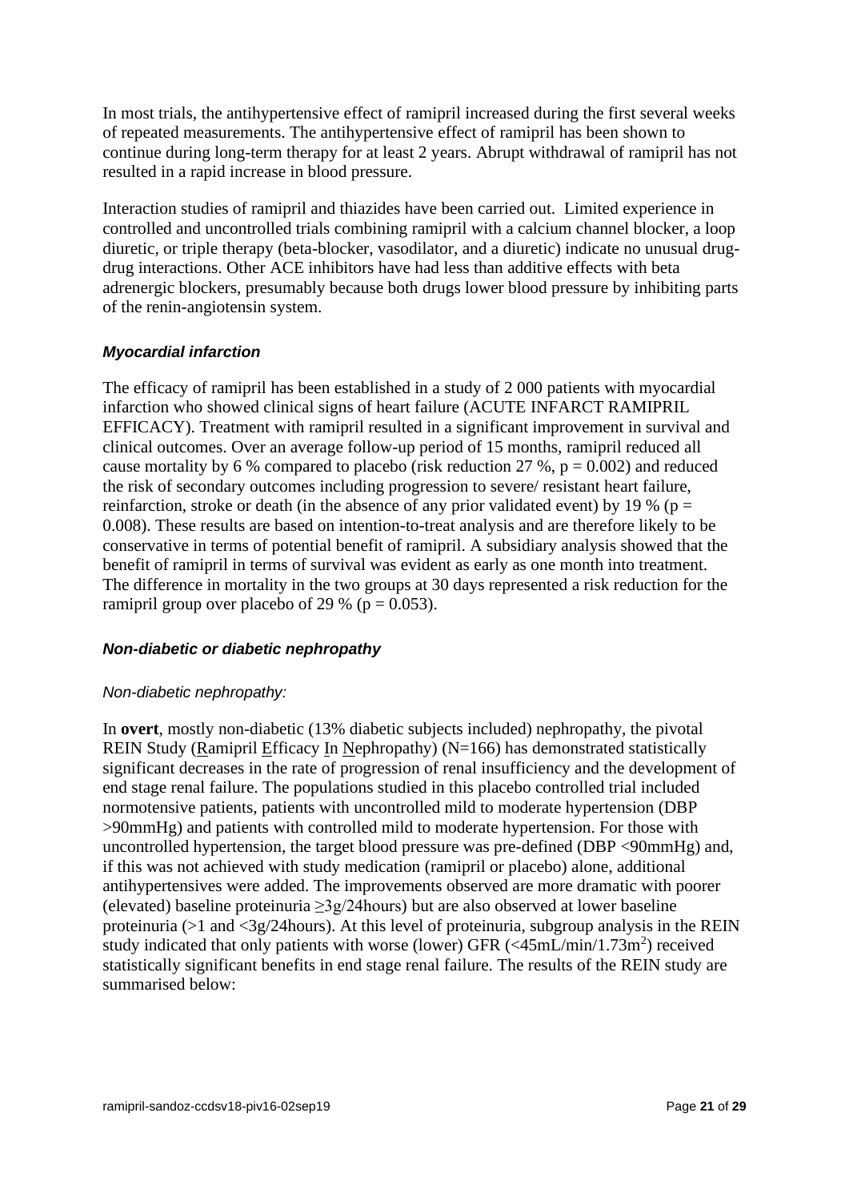In most trials, the antihypertensive effect of ramipril increased during the first several weeks of repeated measurements. The antihypertensive effect of ramipril has been shown to continue during long-term therapy for at least 2 years. Abrupt withdrawal of ramipril has not resulted in a rapid increase in blood pressure.

Interaction studies of ramipril and thiazides have been carried out. Limited experience in controlled and uncontrolled trials combining ramipril with a calcium channel blocker, a loop diuretic, or triple therapy (beta-blocker, vasodilator, and a diuretic) indicate no unusual drug-drug interactions. Other ACE inhibitors have had less than additive effects with beta adrenergic blockers, presumably because both drugs lower blood pressure by inhibiting parts of the renin-angiotensin system.

### *Myocardial infarction*

The efficacy of ramipril has been established in a study of 2 000 patients with myocardial infarction who showed clinical signs of heart failure (ACUTE INFARCT RAMIPRIL EFFICACY). Treatment with ramipril resulted in a significant improvement in survival and clinical outcomes. Over an average follow-up period of 15 months, ramipril reduced all cause mortality by 6 % compared to placebo (risk reduction 27 %, $p = 0.002$) and reduced the risk of secondary outcomes including progression to severe/ resistant heart failure, reinfarction, stroke or death (in the absence of any prior validated event) by 19 % ($p = 0.008$). These results are based on intention-to-treat analysis and are therefore likely to be conservative in terms of potential benefit of ramipril. A subsidiary analysis showed that the benefit of ramipril in terms of survival was evident as early as one month into treatment. The difference in mortality in the two groups at 30 days represented a risk reduction for the ramipril group over placebo of 29 % ($p = 0.053$).

### *Non-diabetic or diabetic nephropathy*

*Non-diabetic nephropathy:*

In **overt**, mostly non-diabetic (13% diabetic subjects included) nephropathy, the pivotal REIN Study (Ramipril Efficacy In Nephropathy) (N=166) has demonstrated statistically significant decreases in the rate of progression of renal insufficiency and the development of end stage renal failure. The populations studied in this placebo controlled trial included normotensive patients, patients with uncontrolled mild to moderate hypertension (DBP >90mmHg) and patients with controlled mild to moderate hypertension. For those with uncontrolled hypertension, the target blood pressure was pre-defined (DBP <90mmHg) and, if this was not achieved with study medication (ramipril or placebo) alone, additional antihypertensives were added. The improvements observed are more dramatic with poorer (elevated) baseline proteinuria ≥3g/24hours) but are also observed at lower baseline proteinuria (>1 and <3g/24hours). At this level of proteinuria, subgroup analysis in the REIN study indicated that only patients with worse (lower) GFR (<45mL/min/1.73m$^2$) received statistically significant benefits in end stage renal failure. The results of the REIN study are summarised below: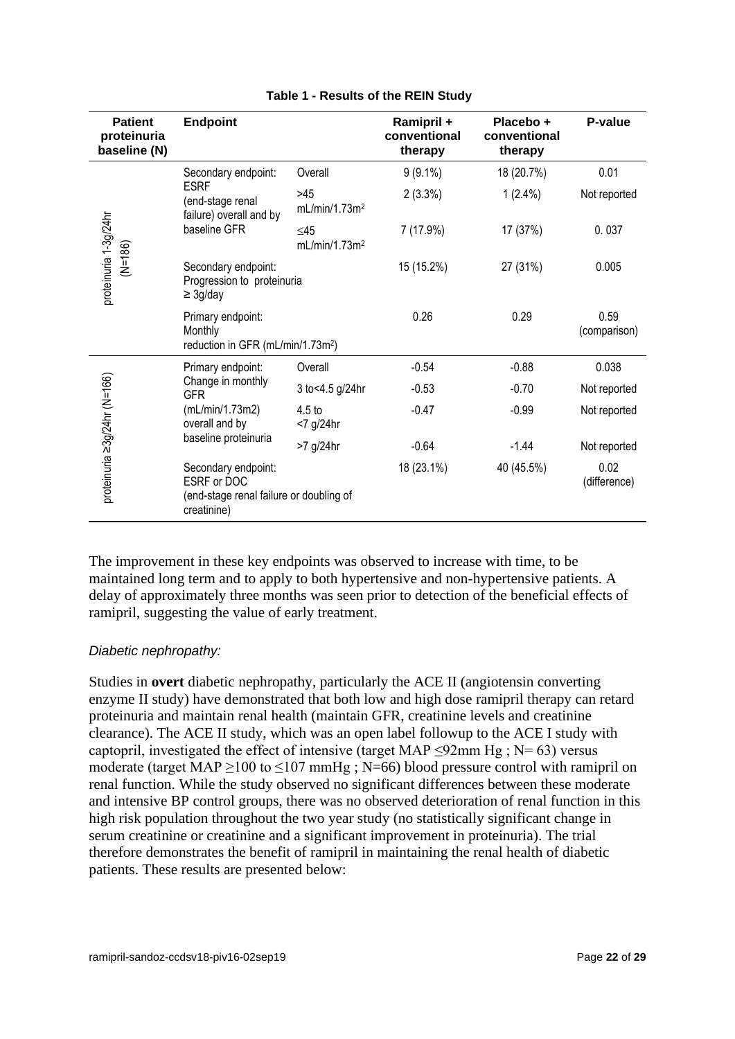**Table 1 - Results of the REIN Study**

| Patient proteinuria baseline (N) | Endpoint | | Ramipril + conventional therapy | Placebo + conventional therapy | P-value |
|---|---|---|---|---|---|
| proteinuria 1-3g/24hr (N=186) | Secondary endpoint: ESRF (end-stage renal failure) overall and by baseline GFR | Overall | 9 (9.1%) | 18 (20.7%) | 0.01 |
| | | >45 mL/min/1.73m$^2$ | 2 (3.3%) | 1 (2.4%) | Not reported |
| | | ≤45 mL/min/1.73m$^2$ | 7 (17.9%) | 17 (37%) | 0. 037 |
| | Secondary endpoint: Progression to proteinuria ≥ 3g/day | | 15 (15.2%) | 27 (31%) | 0.005 |
| | Primary endpoint: Monthly reduction in GFR (mL/min/1.73m$^2$) | | 0.26 | 0.29 | 0.59 (comparison) |
| proteinuria ≥3g/24hr (N=166) | Primary endpoint: Change in monthly GFR (mL/min/1.73m2) overall and by baseline proteinuria | Overall | -0.54 | -0.88 | 0.038 |
| | | 3 to<4.5 g/24hr | -0.53 | -0.70 | Not reported |
| | | 4.5 to <7 g/24hr | -0.47 | -0.99 | Not reported |
| | | >7 g/24hr | -0.64 | -1.44 | Not reported |
| | Secondary endpoint: ESRF or DOC (end-stage renal failure or doubling of creatinine) | | 18 (23.1%) | 40 (45.5%) | 0.02 (difference) |

The improvement in these key endpoints was observed to increase with time, to be maintained long term and to apply to both hypertensive and non-hypertensive patients. A delay of approximately three months was seen prior to detection of the beneficial effects of ramipril, suggesting the value of early treatment.

*Diabetic nephropathy:*

Studies in **overt** diabetic nephropathy, particularly the ACE II (angiotensin converting enzyme II study) have demonstrated that both low and high dose ramipril therapy can retard proteinuria and maintain renal health (maintain GFR, creatinine levels and creatinine clearance). The ACE II study, which was an open label followup to the ACE I study with captopril, investigated the effect of intensive (target MAP ≤92mm Hg ; N= 63) versus moderate (target MAP ≥100 to ≤107 mmHg ; N=66) blood pressure control with ramipril on renal function. While the study observed no significant differences between these moderate and intensive BP control groups, there was no observed deterioration of renal function in this high risk population throughout the two year study (no statistically significant change in serum creatinine or creatinine and a significant improvement in proteinuria). The trial therefore demonstrates the benefit of ramipril in maintaining the renal health of diabetic patients. These results are presented below: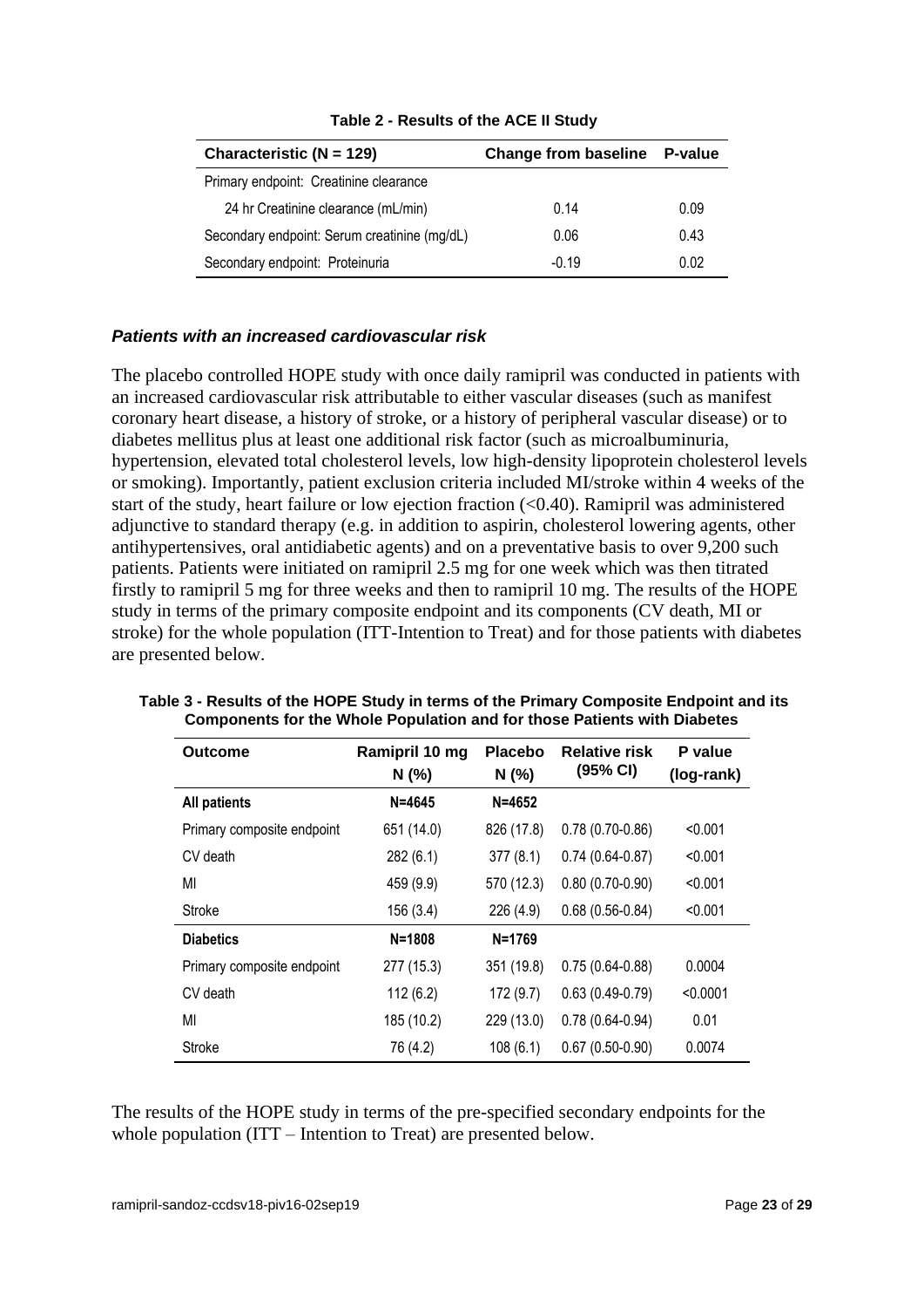**Table 2 - Results of the ACE II Study**

| Characteristic (N = 129) | Change from baseline | P-value |
|---|---|---|
| Primary endpoint: Creatinine clearance | | |
| 24 hr Creatinine clearance (mL/min) | 0.14 | 0.09 |
| Secondary endpoint: Serum creatinine (mg/dL) | 0.06 | 0.43 |
| Secondary endpoint: Proteinuria | -0.19 | 0.02 |

### *Patients with an increased cardiovascular risk*

The placebo controlled HOPE study with once daily ramipril was conducted in patients with an increased cardiovascular risk attributable to either vascular diseases (such as manifest coronary heart disease, a history of stroke, or a history of peripheral vascular disease) or to diabetes mellitus plus at least one additional risk factor (such as microalbuminuria, hypertension, elevated total cholesterol levels, low high-density lipoprotein cholesterol levels or smoking). Importantly, patient exclusion criteria included MI/stroke within 4 weeks of the start of the study, heart failure or low ejection fraction (<0.40). Ramipril was administered adjunctive to standard therapy (e.g. in addition to aspirin, cholesterol lowering agents, other antihypertensives, oral antidiabetic agents) and on a preventative basis to over 9,200 such patients. Patients were initiated on ramipril 2.5 mg for one week which was then titrated firstly to ramipril 5 mg for three weeks and then to ramipril 10 mg. The results of the HOPE study in terms of the primary composite endpoint and its components (CV death, MI or stroke) for the whole population (ITT-Intention to Treat) and for those patients with diabetes are presented below.

**Table 3 - Results of the HOPE Study in terms of the Primary Composite Endpoint and its Components for the Whole Population and for those Patients with Diabetes**

| Outcome | Ramipril 10 mg N (%) | Placebo N (%) | Relative risk (95% CI) | P value (log-rank) |
|---|---|---|---|---|
| **All patients** | **N=4645** | **N=4652** | | |
| Primary composite endpoint | 651 (14.0) | 826 (17.8) | 0.78 (0.70-0.86) | <0.001 |
| CV death | 282 (6.1) | 377 (8.1) | 0.74 (0.64-0.87) | <0.001 |
| MI | 459 (9.9) | 570 (12.3) | 0.80 (0.70-0.90) | <0.001 |
| Stroke | 156 (3.4) | 226 (4.9) | 0.68 (0.56-0.84) | <0.001 |
| **Diabetics** | **N=1808** | **N=1769** | | |
| Primary composite endpoint | 277 (15.3) | 351 (19.8) | 0.75 (0.64-0.88) | 0.0004 |
| CV death | 112 (6.2) | 172 (9.7) | 0.63 (0.49-0.79) | <0.0001 |
| MI | 185 (10.2) | 229 (13.0) | 0.78 (0.64-0.94) | 0.01 |
| Stroke | 76 (4.2) | 108 (6.1) | 0.67 (0.50-0.90) | 0.0074 |

The results of the HOPE study in terms of the pre-specified secondary endpoints for the whole population (ITT – Intention to Treat) are presented below.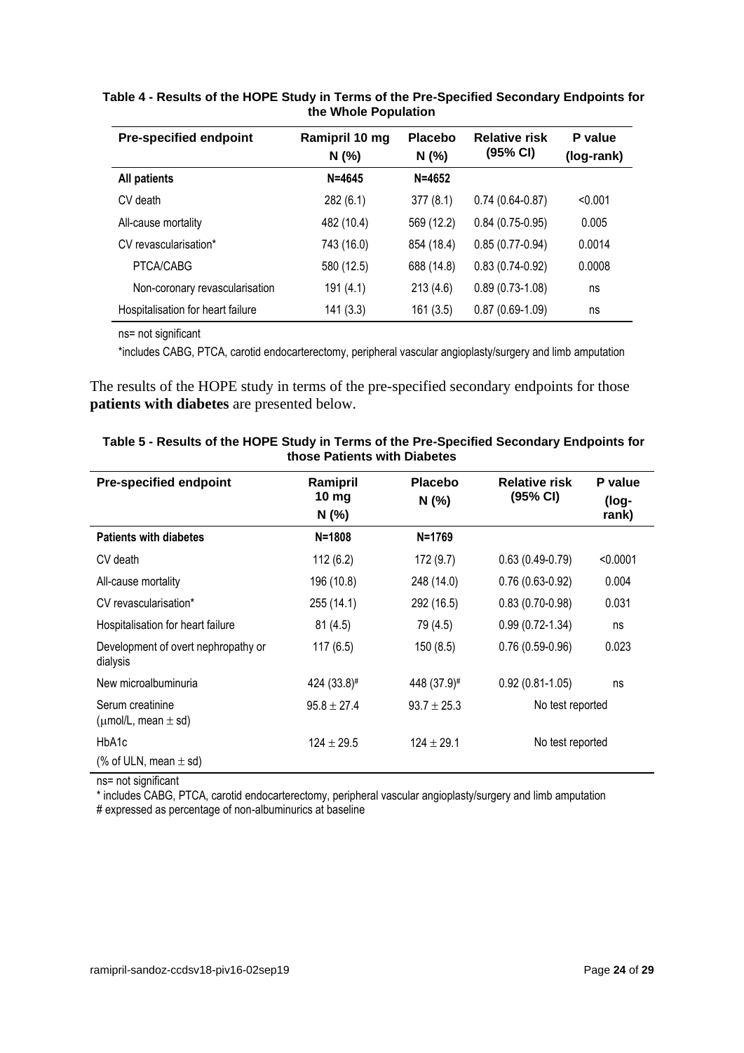**Table 4 - Results of the HOPE Study in Terms of the Pre-Specified Secondary Endpoints for the Whole Population**

| Pre-specified endpoint | Ramipril 10 mg N (%) | Placebo N (%) | Relative risk (95% CI) | P value (log-rank) |
|---|---|---|---|---|
| **All patients** | **N=4645** | **N=4652** | | |
| CV death | 282 (6.1) | 377 (8.1) | 0.74 (0.64-0.87) | <0.001 |
| All-cause mortality | 482 (10.4) | 569 (12.2) | 0.84 (0.75-0.95) | 0.005 |
| CV revascularisation* | 743 (16.0) | 854 (18.4) | 0.85 (0.77-0.94) | 0.0014 |
| PTCA/CABG | 580 (12.5) | 688 (14.8) | 0.83 (0.74-0.92) | 0.0008 |
| Non-coronary revascularisation | 191 (4.1) | 213 (4.6) | 0.89 (0.73-1.08) | ns |
| Hospitalisation for heart failure | 141 (3.3) | 161 (3.5) | 0.87 (0.69-1.09) | ns |

ns= not significant

*includes CABG, PTCA, carotid endocarterectomy, peripheral vascular angioplasty/surgery and limb amputation

The results of the HOPE study in terms of the pre-specified secondary endpoints for those **patients with diabetes** are presented below.

**Table 5 - Results of the HOPE Study in Terms of the Pre-Specified Secondary Endpoints for those Patients with Diabetes**

| Pre-specified endpoint | Ramipril 10 mg N (%) | Placebo N (%) | Relative risk (95% CI) | P value (log-rank) |
|---|---|---|---|---|
| **Patients with diabetes** | **N=1808** | **N=1769** | | |
| CV death | 112 (6.2) | 172 (9.7) | 0.63 (0.49-0.79) | <0.0001 |
| All-cause mortality | 196 (10.8) | 248 (14.0) | 0.76 (0.63-0.92) | 0.004 |
| CV revascularisation* | 255 (14.1) | 292 (16.5) | 0.83 (0.70-0.98) | 0.031 |
| Hospitalisation for heart failure | 81 (4.5) | 79 (4.5) | 0.99 (0.72-1.34) | ns |
| Development of overt nephropathy or dialysis | 117 (6.5) | 150 (8.5) | 0.76 (0.59-0.96) | 0.023 |
| New microalbuminuria | 424 (33.8)# | 448 (37.9)# | 0.92 (0.81-1.05) | ns |
| Serum creatinine ($\mu$mol/L, mean $\pm$ sd) | $95.8 \pm 27.4$ | $93.7 \pm 25.3$ | No test reported | |
| HbA1c (% of ULN, mean $\pm$ sd) | $124 \pm 29.5$ | $124 \pm 29.1$ | No test reported | |

ns= not significant

\* includes CABG, PTCA, carotid endocarterectomy, peripheral vascular angioplasty/surgery and limb amputation

# expressed as percentage of non-albuminurics at baseline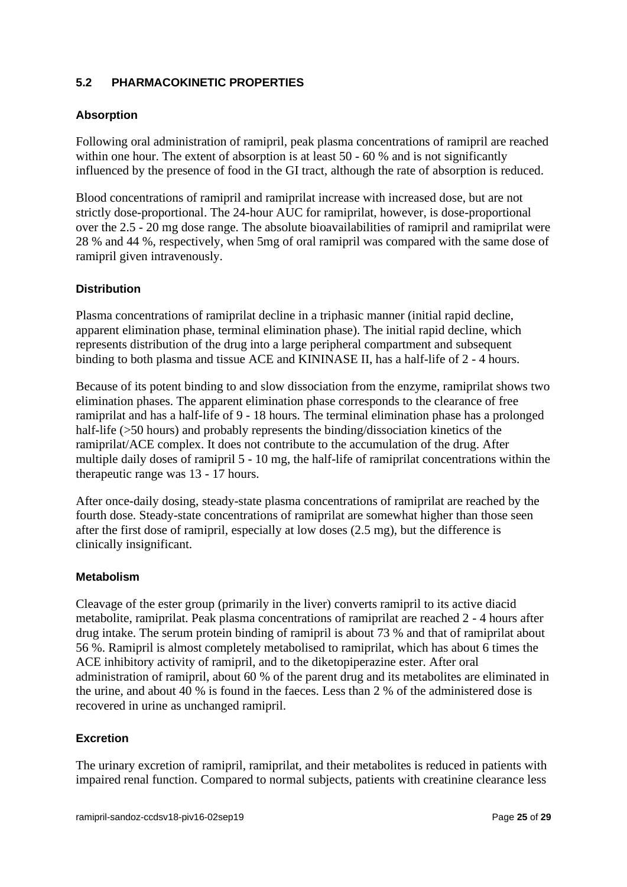## 5.2 PHARMACOKINETIC PROPERTIES

### Absorption

Following oral administration of ramipril, peak plasma concentrations of ramipril are reached within one hour. The extent of absorption is at least 50 - 60 % and is not significantly influenced by the presence of food in the GI tract, although the rate of absorption is reduced.

Blood concentrations of ramipril and ramiprilat increase with increased dose, but are not strictly dose-proportional. The 24-hour AUC for ramiprilat, however, is dose-proportional over the 2.5 - 20 mg dose range. The absolute bioavailabilities of ramipril and ramiprilat were 28 % and 44 %, respectively, when 5mg of oral ramipril was compared with the same dose of ramipril given intravenously.

### Distribution

Plasma concentrations of ramiprilat decline in a triphasic manner (initial rapid decline, apparent elimination phase, terminal elimination phase). The initial rapid decline, which represents distribution of the drug into a large peripheral compartment and subsequent binding to both plasma and tissue ACE and KININASE II, has a half-life of 2 - 4 hours.

Because of its potent binding to and slow dissociation from the enzyme, ramiprilat shows two elimination phases. The apparent elimination phase corresponds to the clearance of free ramiprilat and has a half-life of 9 - 18 hours. The terminal elimination phase has a prolonged half-life (>50 hours) and probably represents the binding/dissociation kinetics of the ramiprilat/ACE complex. It does not contribute to the accumulation of the drug. After multiple daily doses of ramipril 5 - 10 mg, the half-life of ramiprilat concentrations within the therapeutic range was 13 - 17 hours.

After once-daily dosing, steady-state plasma concentrations of ramiprilat are reached by the fourth dose. Steady-state concentrations of ramiprilat are somewhat higher than those seen after the first dose of ramipril, especially at low doses (2.5 mg), but the difference is clinically insignificant.

### Metabolism

Cleavage of the ester group (primarily in the liver) converts ramipril to its active diacid metabolite, ramiprilat. Peak plasma concentrations of ramiprilat are reached 2 - 4 hours after drug intake. The serum protein binding of ramipril is about 73 % and that of ramiprilat about 56 %. Ramipril is almost completely metabolised to ramiprilat, which has about 6 times the ACE inhibitory activity of ramipril, and to the diketopiperazine ester. After oral administration of ramipril, about 60 % of the parent drug and its metabolites are eliminated in the urine, and about 40 % is found in the faeces. Less than 2 % of the administered dose is recovered in urine as unchanged ramipril.

### Excretion

The urinary excretion of ramipril, ramiprilat, and their metabolites is reduced in patients with impaired renal function. Compared to normal subjects, patients with creatinine clearance less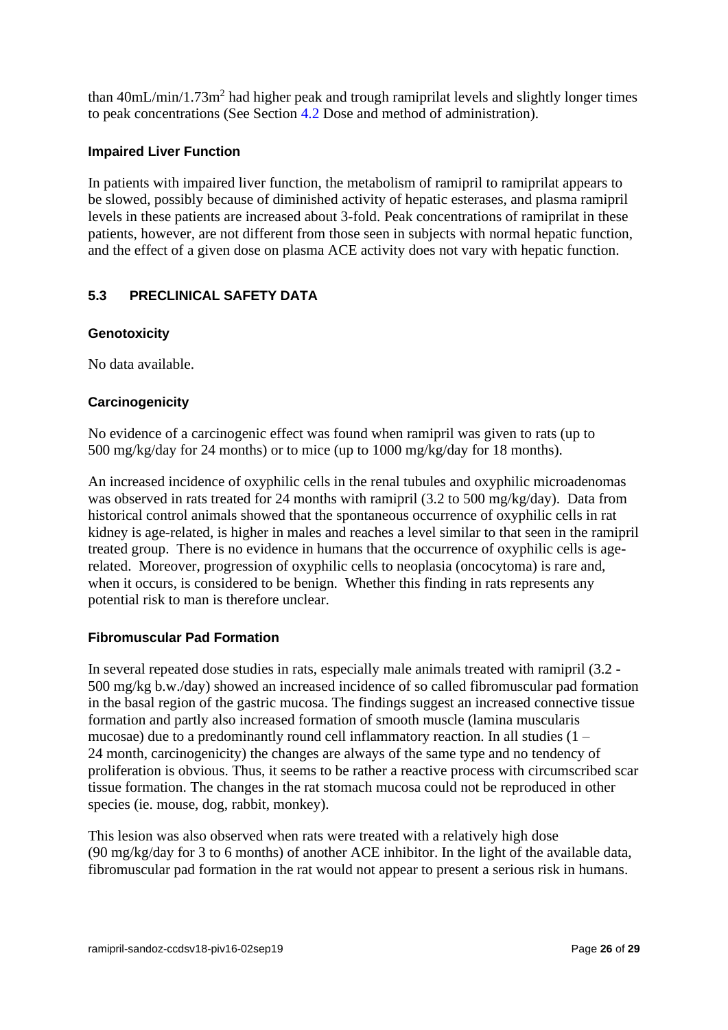than 40mL/min/1.73m$^2$ had higher peak and trough ramiprilat levels and slightly longer times to peak concentrations (See Section 4.2 Dose and method of administration).

#### Impaired Liver Function

In patients with impaired liver function, the metabolism of ramipril to ramiprilat appears to be slowed, possibly because of diminished activity of hepatic esterases, and plasma ramipril levels in these patients are increased about 3-fold. Peak concentrations of ramiprilat in these patients, however, are not different from those seen in subjects with normal hepatic function, and the effect of a given dose on plasma ACE activity does not vary with hepatic function.

## 5.3 PRECLINICAL SAFETY DATA

#### Genotoxicity

No data available.

#### Carcinogenicity

No evidence of a carcinogenic effect was found when ramipril was given to rats (up to 500 mg/kg/day for 24 months) or to mice (up to 1000 mg/kg/day for 18 months).

An increased incidence of oxyphilic cells in the renal tubules and oxyphilic microadenomas was observed in rats treated for 24 months with ramipril (3.2 to 500 mg/kg/day). Data from historical control animals showed that the spontaneous occurrence of oxyphilic cells in rat kidney is age-related, is higher in males and reaches a level similar to that seen in the ramipril treated group. There is no evidence in humans that the occurrence of oxyphilic cells is age-related. Moreover, progression of oxyphilic cells to neoplasia (oncocytoma) is rare and, when it occurs, is considered to be benign. Whether this finding in rats represents any potential risk to man is therefore unclear.

#### Fibromuscular Pad Formation

In several repeated dose studies in rats, especially male animals treated with ramipril (3.2 - 500 mg/kg b.w./day) showed an increased incidence of so called fibromuscular pad formation in the basal region of the gastric mucosa. The findings suggest an increased connective tissue formation and partly also increased formation of smooth muscle (lamina muscularis mucosae) due to a predominantly round cell inflammatory reaction. In all studies (1 – 24 month, carcinogenicity) the changes are always of the same type and no tendency of proliferation is obvious. Thus, it seems to be rather a reactive process with circumscribed scar tissue formation. The changes in the rat stomach mucosa could not be reproduced in other species (ie. mouse, dog, rabbit, monkey).

This lesion was also observed when rats were treated with a relatively high dose (90 mg/kg/day for 3 to 6 months) of another ACE inhibitor. In the light of the available data, fibromuscular pad formation in the rat would not appear to present a serious risk in humans.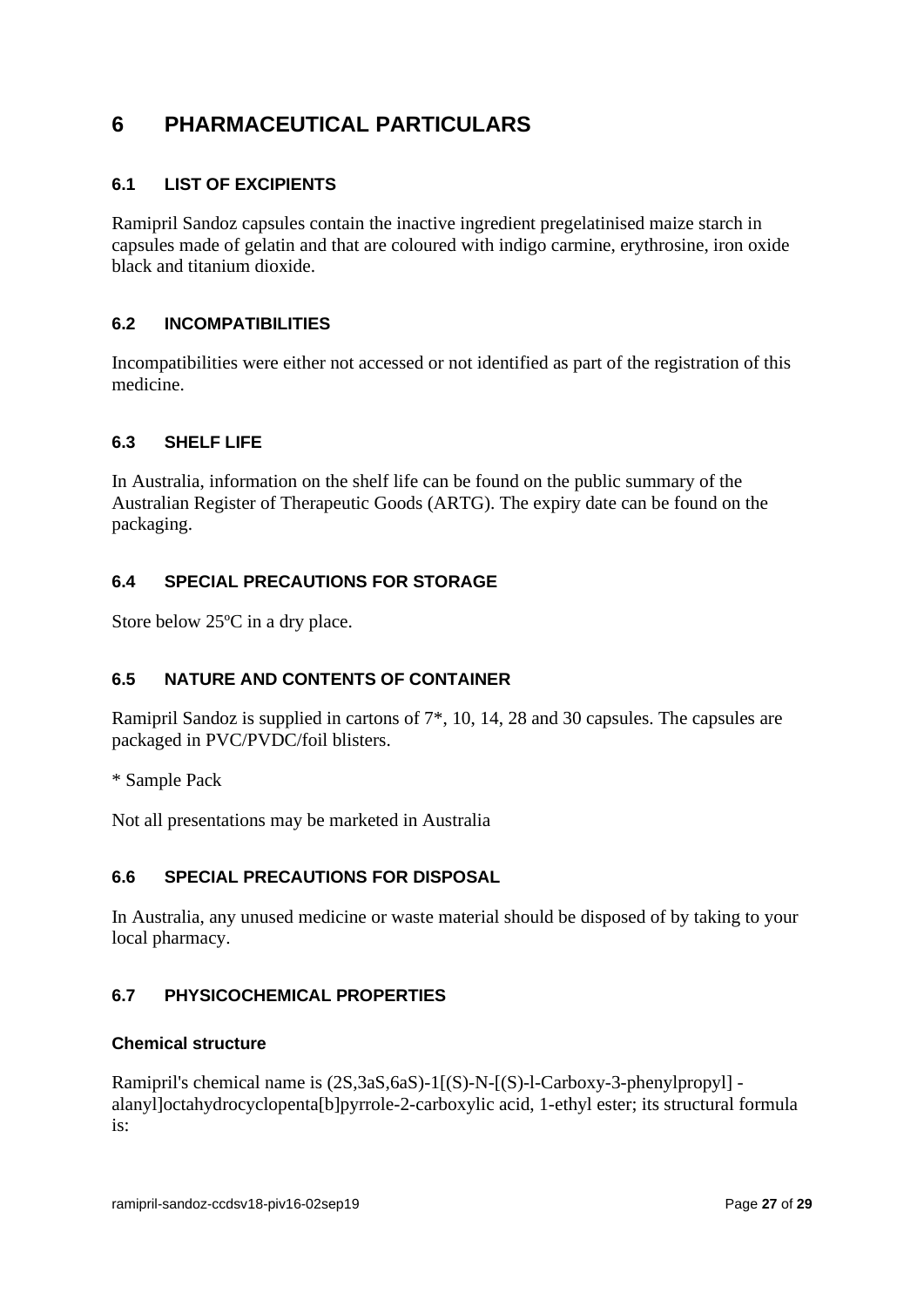# 6 PHARMACEUTICAL PARTICULARS

## 6.1 LIST OF EXCIPIENTS

Ramipril Sandoz capsules contain the inactive ingredient pregelatinised maize starch in capsules made of gelatin and that are coloured with indigo carmine, erythrosine, iron oxide black and titanium dioxide.

## 6.2 INCOMPATIBILITIES

Incompatibilities were either not accessed or not identified as part of the registration of this medicine.

## 6.3 SHELF LIFE

In Australia, information on the shelf life can be found on the public summary of the Australian Register of Therapeutic Goods (ARTG). The expiry date can be found on the packaging.

## 6.4 SPECIAL PRECAUTIONS FOR STORAGE

Store below 25ºC in a dry place.

## 6.5 NATURE AND CONTENTS OF CONTAINER

Ramipril Sandoz is supplied in cartons of 7*, 10, 14, 28 and 30 capsules. The capsules are packaged in PVC/PVDC/foil blisters.

* Sample Pack

Not all presentations may be marketed in Australia

## 6.6 SPECIAL PRECAUTIONS FOR DISPOSAL

In Australia, any unused medicine or waste material should be disposed of by taking to your local pharmacy.

## 6.7 PHYSICOCHEMICAL PROPERTIES

### Chemical structure

Ramipril's chemical name is (2S,3aS,6aS)-1[(S)-N-[(S)-l-Carboxy-3-phenylpropyl] -alanyl]octahydrocyclopenta[b]pyrrole-2-carboxylic acid, 1-ethyl ester; its structural formula is: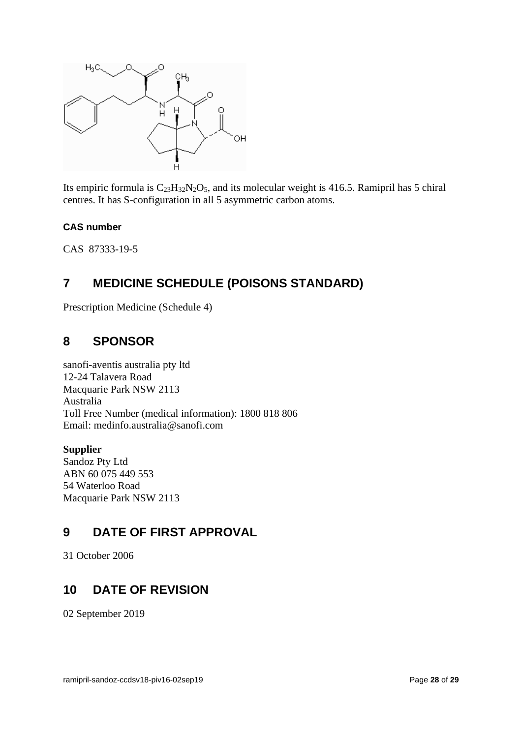Its empiric formula is $C_{23}H_{32}N_2O_5$, and its molecular weight is 416.5. Ramipril has 5 chiral centres. It has S-configuration in all 5 asymmetric carbon atoms.

#### CAS number

CAS 87333-19-5

## 7 MEDICINE SCHEDULE (POISONS STANDARD)

Prescription Medicine (Schedule 4)

## 8 SPONSOR

sanofi-aventis australia pty ltd
12-24 Talavera Road
Macquarie Park NSW 2113
Australia
Toll Free Number (medical information): 1800 818 806
Email: medinfo.australia@sanofi.com

**Supplier**
Sandoz Pty Ltd
ABN 60 075 449 553
54 Waterloo Road
Macquarie Park NSW 2113

## 9 DATE OF FIRST APPROVAL

31 October 2006

## 10 DATE OF REVISION

02 September 2019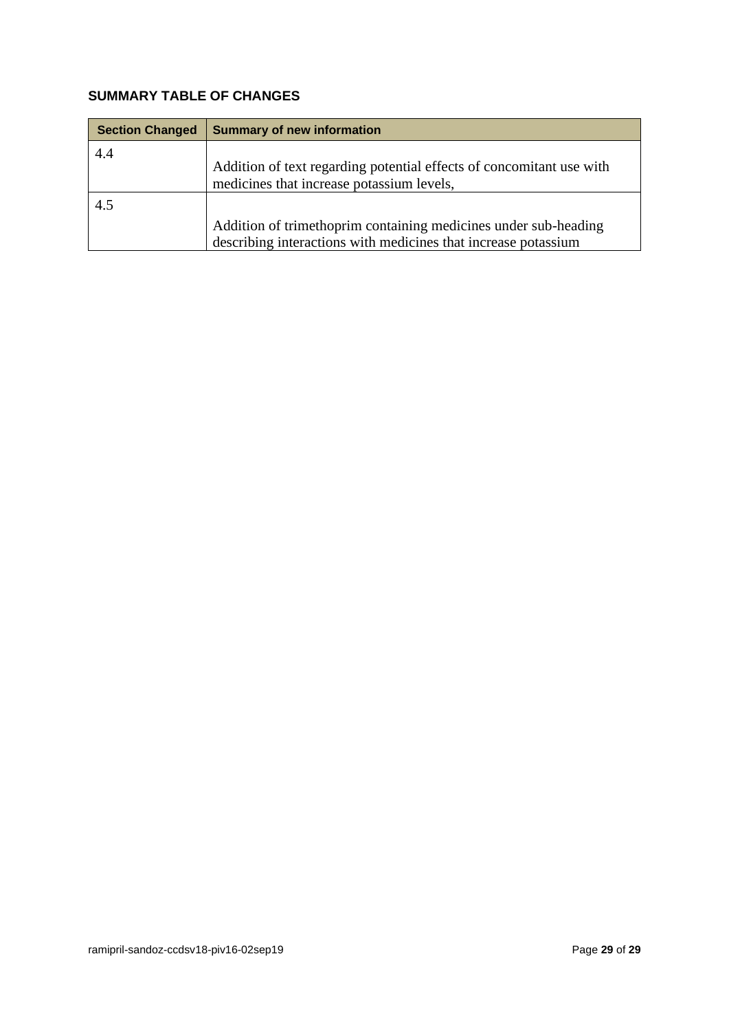## SUMMARY TABLE OF CHANGES

| Section Changed | Summary of new information |
|---|---|
| 4.4 | Addition of text regarding potential effects of concomitant use with medicines that increase potassium levels, |
| 4.5 | Addition of trimethoprim containing medicines under sub-heading describing interactions with medicines that increase potassium |